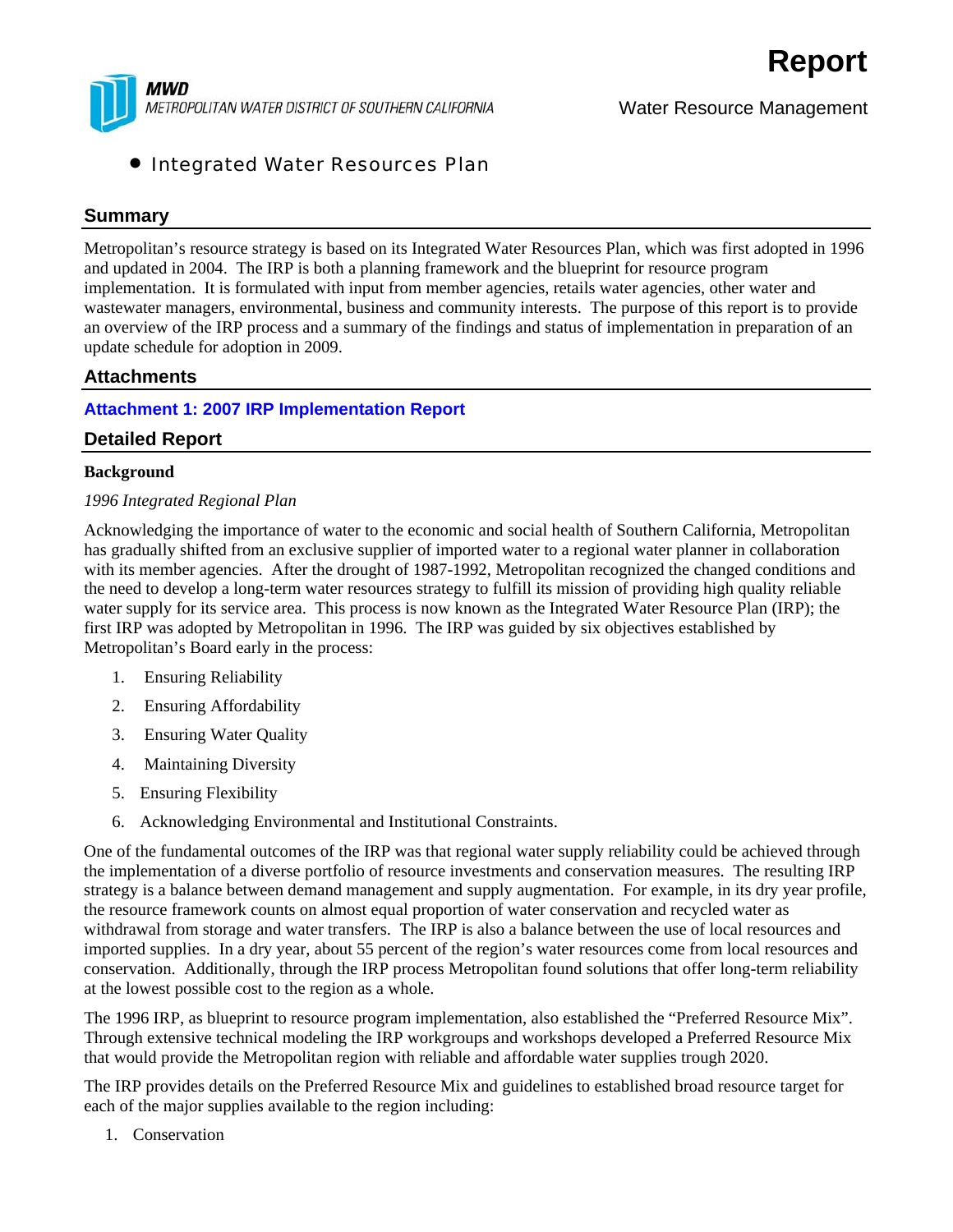# Report

**MWD**
METROPOLITAN WATER DISTRICT OF SOUTHERN CALIFORNIA

Water Resource Management

- Integrated Water Resources Plan

## Summary

Metropolitan's resource strategy is based on its Integrated Water Resources Plan, which was first adopted in 1996 and updated in 2004. The IRP is both a planning framework and the blueprint for resource program implementation. It is formulated with input from member agencies, retails water agencies, other water and wastewater managers, environmental, business and community interests. The purpose of this report is to provide an overview of the IRP process and a summary of the findings and status of implementation in preparation of an update schedule for adoption in 2009.

## Attachments

**Attachment 1: 2007 IRP Implementation Report**

## Detailed Report

**Background**

*1996 Integrated Regional Plan*

Acknowledging the importance of water to the economic and social health of Southern California, Metropolitan has gradually shifted from an exclusive supplier of imported water to a regional water planner in collaboration with its member agencies. After the drought of 1987-1992, Metropolitan recognized the changed conditions and the need to develop a long-term water resources strategy to fulfill its mission of providing high quality reliable water supply for its service area. This process is now known as the Integrated Water Resource Plan (IRP); the first IRP was adopted by Metropolitan in 1996. The IRP was guided by six objectives established by Metropolitan's Board early in the process:

1. Ensuring Reliability
2. Ensuring Affordability
3. Ensuring Water Quality
4. Maintaining Diversity
5. Ensuring Flexibility
6. Acknowledging Environmental and Institutional Constraints.

One of the fundamental outcomes of the IRP was that regional water supply reliability could be achieved through the implementation of a diverse portfolio of resource investments and conservation measures. The resulting IRP strategy is a balance between demand management and supply augmentation. For example, in its dry year profile, the resource framework counts on almost equal proportion of water conservation and recycled water as withdrawal from storage and water transfers. The IRP is also a balance between the use of local resources and imported supplies. In a dry year, about 55 percent of the region's water resources come from local resources and conservation. Additionally, through the IRP process Metropolitan found solutions that offer long-term reliability at the lowest possible cost to the region as a whole.

The 1996 IRP, as blueprint to resource program implementation, also established the "Preferred Resource Mix". Through extensive technical modeling the IRP workgroups and workshops developed a Preferred Resource Mix that would provide the Metropolitan region with reliable and affordable water supplies trough 2020.

The IRP provides details on the Preferred Resource Mix and guidelines to established broad resource target for each of the major supplies available to the region including:

1. Conservation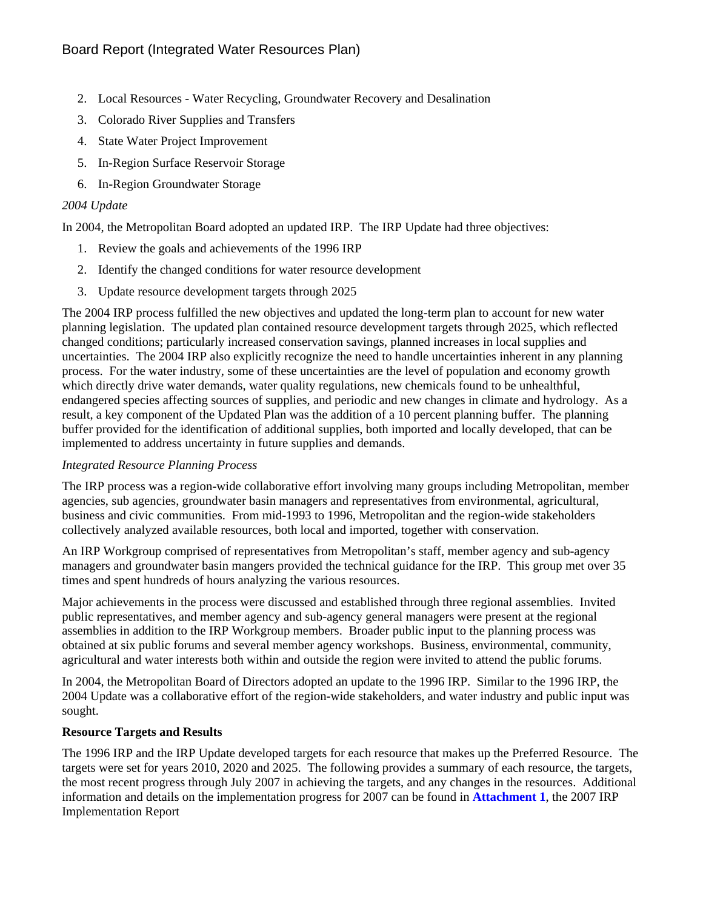2. Local Resources - Water Recycling, Groundwater Recovery and Desalination
3. Colorado River Supplies and Transfers
4. State Water Project Improvement
5. In-Region Surface Reservoir Storage
6. In-Region Groundwater Storage

*2004 Update*

In 2004, the Metropolitan Board adopted an updated IRP. The IRP Update had three objectives:

1. Review the goals and achievements of the 1996 IRP
2. Identify the changed conditions for water resource development
3. Update resource development targets through 2025

The 2004 IRP process fulfilled the new objectives and updated the long-term plan to account for new water planning legislation. The updated plan contained resource development targets through 2025, which reflected changed conditions; particularly increased conservation savings, planned increases in local supplies and uncertainties. The 2004 IRP also explicitly recognize the need to handle uncertainties inherent in any planning process. For the water industry, some of these uncertainties are the level of population and economy growth which directly drive water demands, water quality regulations, new chemicals found to be unhealthful, endangered species affecting sources of supplies, and periodic and new changes in climate and hydrology. As a result, a key component of the Updated Plan was the addition of a 10 percent planning buffer. The planning buffer provided for the identification of additional supplies, both imported and locally developed, that can be implemented to address uncertainty in future supplies and demands.

*Integrated Resource Planning Process*

The IRP process was a region-wide collaborative effort involving many groups including Metropolitan, member agencies, sub agencies, groundwater basin managers and representatives from environmental, agricultural, business and civic communities. From mid-1993 to 1996, Metropolitan and the region-wide stakeholders collectively analyzed available resources, both local and imported, together with conservation.

An IRP Workgroup comprised of representatives from Metropolitan's staff, member agency and sub-agency managers and groundwater basin mangers provided the technical guidance for the IRP. This group met over 35 times and spent hundreds of hours analyzing the various resources.

Major achievements in the process were discussed and established through three regional assemblies. Invited public representatives, and member agency and sub-agency general managers were present at the regional assemblies in addition to the IRP Workgroup members. Broader public input to the planning process was obtained at six public forums and several member agency workshops. Business, environmental, community, agricultural and water interests both within and outside the region were invited to attend the public forums.

In 2004, the Metropolitan Board of Directors adopted an update to the 1996 IRP. Similar to the 1996 IRP, the 2004 Update was a collaborative effort of the region-wide stakeholders, and water industry and public input was sought.

**Resource Targets and Results**

The 1996 IRP and the IRP Update developed targets for each resource that makes up the Preferred Resource. The targets were set for years 2010, 2020 and 2025. The following provides a summary of each resource, the targets, the most recent progress through July 2007 in achieving the targets, and any changes in the resources. Additional information and details on the implementation progress for 2007 can be found in **Attachment 1**, the 2007 IRP Implementation Report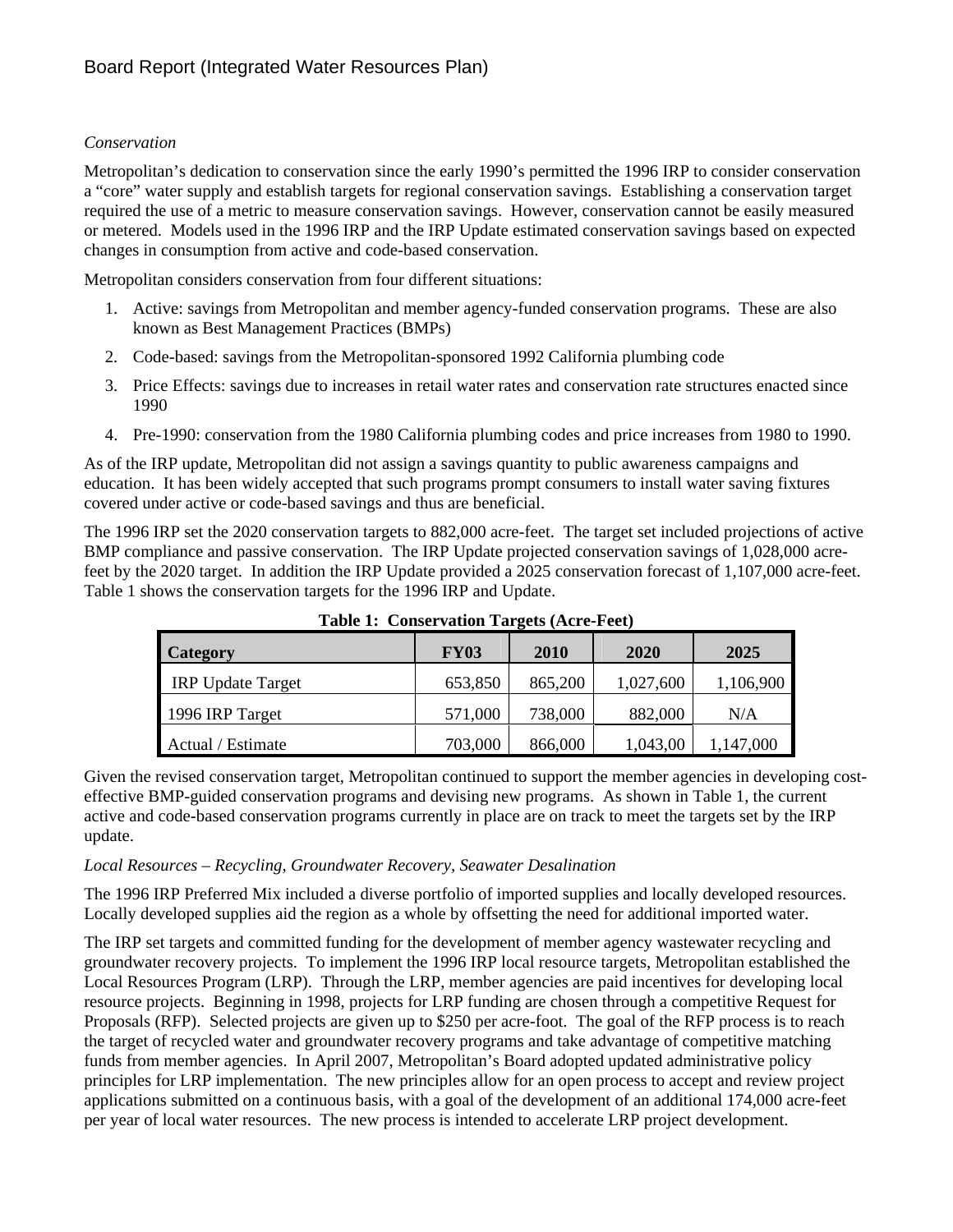*Conservation*

Metropolitan's dedication to conservation since the early 1990's permitted the 1996 IRP to consider conservation a "core" water supply and establish targets for regional conservation savings. Establishing a conservation target required the use of a metric to measure conservation savings. However, conservation cannot be easily measured or metered. Models used in the 1996 IRP and the IRP Update estimated conservation savings based on expected changes in consumption from active and code-based conservation.

Metropolitan considers conservation from four different situations:

1. Active: savings from Metropolitan and member agency-funded conservation programs. These are also known as Best Management Practices (BMPs)
2. Code-based: savings from the Metropolitan-sponsored 1992 California plumbing code
3. Price Effects: savings due to increases in retail water rates and conservation rate structures enacted since 1990
4. Pre-1990: conservation from the 1980 California plumbing codes and price increases from 1980 to 1990.

As of the IRP update, Metropolitan did not assign a savings quantity to public awareness campaigns and education. It has been widely accepted that such programs prompt consumers to install water saving fixtures covered under active or code-based savings and thus are beneficial.

The 1996 IRP set the 2020 conservation targets to 882,000 acre-feet. The target set included projections of active BMP compliance and passive conservation. The IRP Update projected conservation savings of 1,028,000 acre-feet by the 2020 target. In addition the IRP Update provided a 2025 conservation forecast of 1,107,000 acre-feet. Table 1 shows the conservation targets for the 1996 IRP and Update.

**Table 1: Conservation Targets (Acre-Feet)**

| Category | FY03 | 2010 | 2020 | 2025 |
|---|---|---|---|---|
| IRP Update Target | 653,850 | 865,200 | 1,027,600 | 1,106,900 |
| 1996 IRP Target | 571,000 | 738,000 | 882,000 | N/A |
| Actual / Estimate | 703,000 | 866,000 | 1,043,00 | 1,147,000 |

Given the revised conservation target, Metropolitan continued to support the member agencies in developing cost-effective BMP-guided conservation programs and devising new programs. As shown in Table 1, the current active and code-based conservation programs currently in place are on track to meet the targets set by the IRP update.

*Local Resources – Recycling, Groundwater Recovery, Seawater Desalination*

The 1996 IRP Preferred Mix included a diverse portfolio of imported supplies and locally developed resources. Locally developed supplies aid the region as a whole by offsetting the need for additional imported water.

The IRP set targets and committed funding for the development of member agency wastewater recycling and groundwater recovery projects. To implement the 1996 IRP local resource targets, Metropolitan established the Local Resources Program (LRP). Through the LRP, member agencies are paid incentives for developing local resource projects. Beginning in 1998, projects for LRP funding are chosen through a competitive Request for Proposals (RFP). Selected projects are given up to $250 per acre-foot. The goal of the RFP process is to reach the target of recycled water and groundwater recovery programs and take advantage of competitive matching funds from member agencies. In April 2007, Metropolitan's Board adopted updated administrative policy principles for LRP implementation. The new principles allow for an open process to accept and review project applications submitted on a continuous basis, with a goal of the development of an additional 174,000 acre-feet per year of local water resources. The new process is intended to accelerate LRP project development.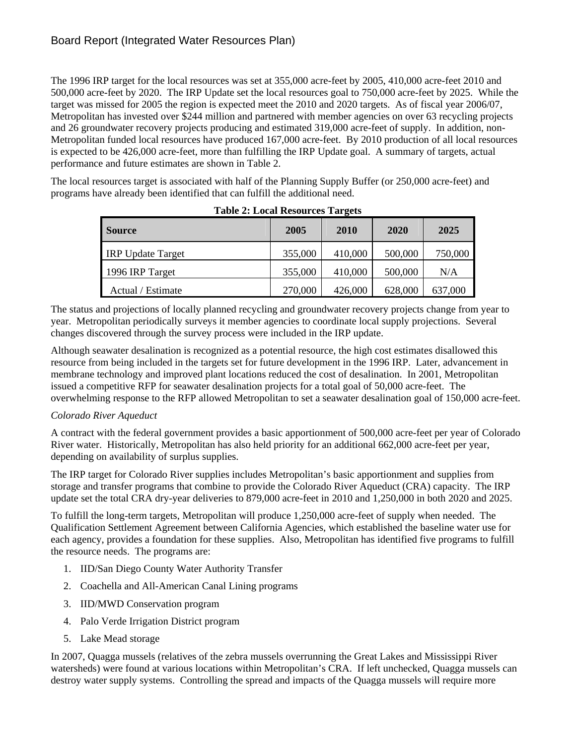The 1996 IRP target for the local resources was set at 355,000 acre-feet by 2005, 410,000 acre-feet 2010 and 500,000 acre-feet by 2020. The IRP Update set the local resources goal to 750,000 acre-feet by 2025. While the target was missed for 2005 the region is expected meet the 2010 and 2020 targets. As of fiscal year 2006/07, Metropolitan has invested over $244 million and partnered with member agencies on over 63 recycling projects and 26 groundwater recovery projects producing and estimated 319,000 acre-feet of supply. In addition, non-Metropolitan funded local resources have produced 167,000 acre-feet. By 2010 production of all local resources is expected to be 426,000 acre-feet, more than fulfilling the IRP Update goal. A summary of targets, actual performance and future estimates are shown in Table 2.

The local resources target is associated with half of the Planning Supply Buffer (or 250,000 acre-feet) and programs have already been identified that can fulfill the additional need.

**Table 2: Local Resources Targets**

| Source | 2005 | 2010 | 2020 | 2025 |
|---|---|---|---|---|
| IRP Update Target | 355,000 | 410,000 | 500,000 | 750,000 |
| 1996 IRP Target | 355,000 | 410,000 | 500,000 | N/A |
| Actual / Estimate | 270,000 | 426,000 | 628,000 | 637,000 |

The status and projections of locally planned recycling and groundwater recovery projects change from year to year. Metropolitan periodically surveys it member agencies to coordinate local supply projections. Several changes discovered through the survey process were included in the IRP update.

Although seawater desalination is recognized as a potential resource, the high cost estimates disallowed this resource from being included in the targets set for future development in the 1996 IRP. Later, advancement in membrane technology and improved plant locations reduced the cost of desalination. In 2001, Metropolitan issued a competitive RFP for seawater desalination projects for a total goal of 50,000 acre-feet. The overwhelming response to the RFP allowed Metropolitan to set a seawater desalination goal of 150,000 acre-feet.

*Colorado River Aqueduct*

A contract with the federal government provides a basic apportionment of 500,000 acre-feet per year of Colorado River water. Historically, Metropolitan has also held priority for an additional 662,000 acre-feet per year, depending on availability of surplus supplies.

The IRP target for Colorado River supplies includes Metropolitan's basic apportionment and supplies from storage and transfer programs that combine to provide the Colorado River Aqueduct (CRA) capacity. The IRP update set the total CRA dry-year deliveries to 879,000 acre-feet in 2010 and 1,250,000 in both 2020 and 2025.

To fulfill the long-term targets, Metropolitan will produce 1,250,000 acre-feet of supply when needed. The Qualification Settlement Agreement between California Agencies, which established the baseline water use for each agency, provides a foundation for these supplies. Also, Metropolitan has identified five programs to fulfill the resource needs. The programs are:

1. IID/San Diego County Water Authority Transfer
2. Coachella and All-American Canal Lining programs
3. IID/MWD Conservation program
4. Palo Verde Irrigation District program
5. Lake Mead storage

In 2007, Quagga mussels (relatives of the zebra mussels overrunning the Great Lakes and Mississippi River watersheds) were found at various locations within Metropolitan's CRA. If left unchecked, Quagga mussels can destroy water supply systems. Controlling the spread and impacts of the Quagga mussels will require more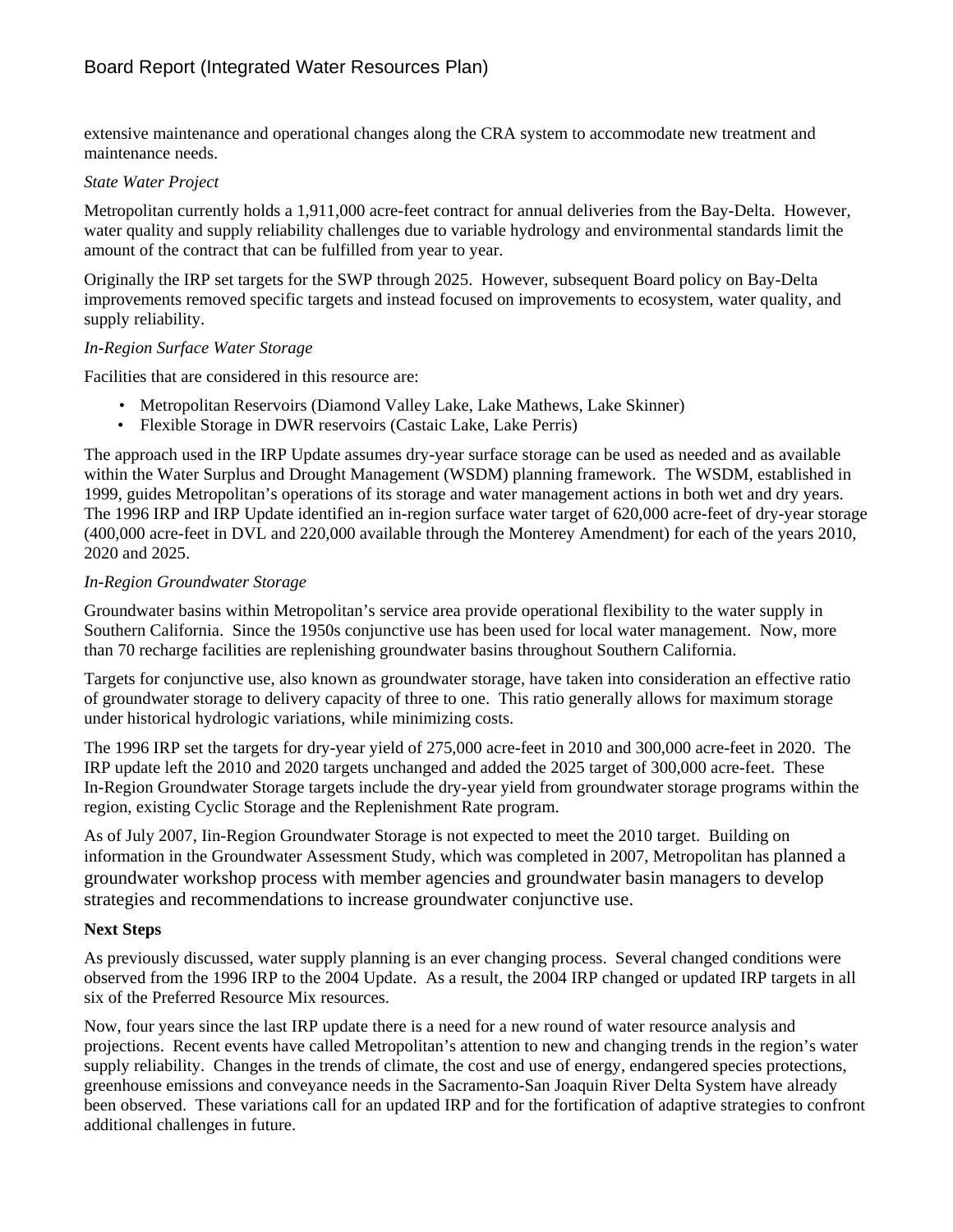extensive maintenance and operational changes along the CRA system to accommodate new treatment and maintenance needs.

*State Water Project*

Metropolitan currently holds a 1,911,000 acre-feet contract for annual deliveries from the Bay-Delta. However, water quality and supply reliability challenges due to variable hydrology and environmental standards limit the amount of the contract that can be fulfilled from year to year.

Originally the IRP set targets for the SWP through 2025. However, subsequent Board policy on Bay-Delta improvements removed specific targets and instead focused on improvements to ecosystem, water quality, and supply reliability.

*In-Region Surface Water Storage*

Facilities that are considered in this resource are:

- Metropolitan Reservoirs (Diamond Valley Lake, Lake Mathews, Lake Skinner)
- Flexible Storage in DWR reservoirs (Castaic Lake, Lake Perris)

The approach used in the IRP Update assumes dry-year surface storage can be used as needed and as available within the Water Surplus and Drought Management (WSDM) planning framework. The WSDM, established in 1999, guides Metropolitan's operations of its storage and water management actions in both wet and dry years. The 1996 IRP and IRP Update identified an in-region surface water target of 620,000 acre-feet of dry-year storage (400,000 acre-feet in DVL and 220,000 available through the Monterey Amendment) for each of the years 2010, 2020 and 2025.

*In-Region Groundwater Storage*

Groundwater basins within Metropolitan's service area provide operational flexibility to the water supply in Southern California. Since the 1950s conjunctive use has been used for local water management. Now, more than 70 recharge facilities are replenishing groundwater basins throughout Southern California.

Targets for conjunctive use, also known as groundwater storage, have taken into consideration an effective ratio of groundwater storage to delivery capacity of three to one. This ratio generally allows for maximum storage under historical hydrologic variations, while minimizing costs.

The 1996 IRP set the targets for dry-year yield of 275,000 acre-feet in 2010 and 300,000 acre-feet in 2020. The IRP update left the 2010 and 2020 targets unchanged and added the 2025 target of 300,000 acre-feet. These In-Region Groundwater Storage targets include the dry-year yield from groundwater storage programs within the region, existing Cyclic Storage and the Replenishment Rate program.

As of July 2007, Iin-Region Groundwater Storage is not expected to meet the 2010 target. Building on information in the Groundwater Assessment Study, which was completed in 2007, Metropolitan has planned a groundwater workshop process with member agencies and groundwater basin managers to develop strategies and recommendations to increase groundwater conjunctive use.

**Next Steps**

As previously discussed, water supply planning is an ever changing process. Several changed conditions were observed from the 1996 IRP to the 2004 Update. As a result, the 2004 IRP changed or updated IRP targets in all six of the Preferred Resource Mix resources.

Now, four years since the last IRP update there is a need for a new round of water resource analysis and projections. Recent events have called Metropolitan's attention to new and changing trends in the region's water supply reliability. Changes in the trends of climate, the cost and use of energy, endangered species protections, greenhouse emissions and conveyance needs in the Sacramento-San Joaquin River Delta System have already been observed. These variations call for an updated IRP and for the fortification of adaptive strategies to confront additional challenges in future.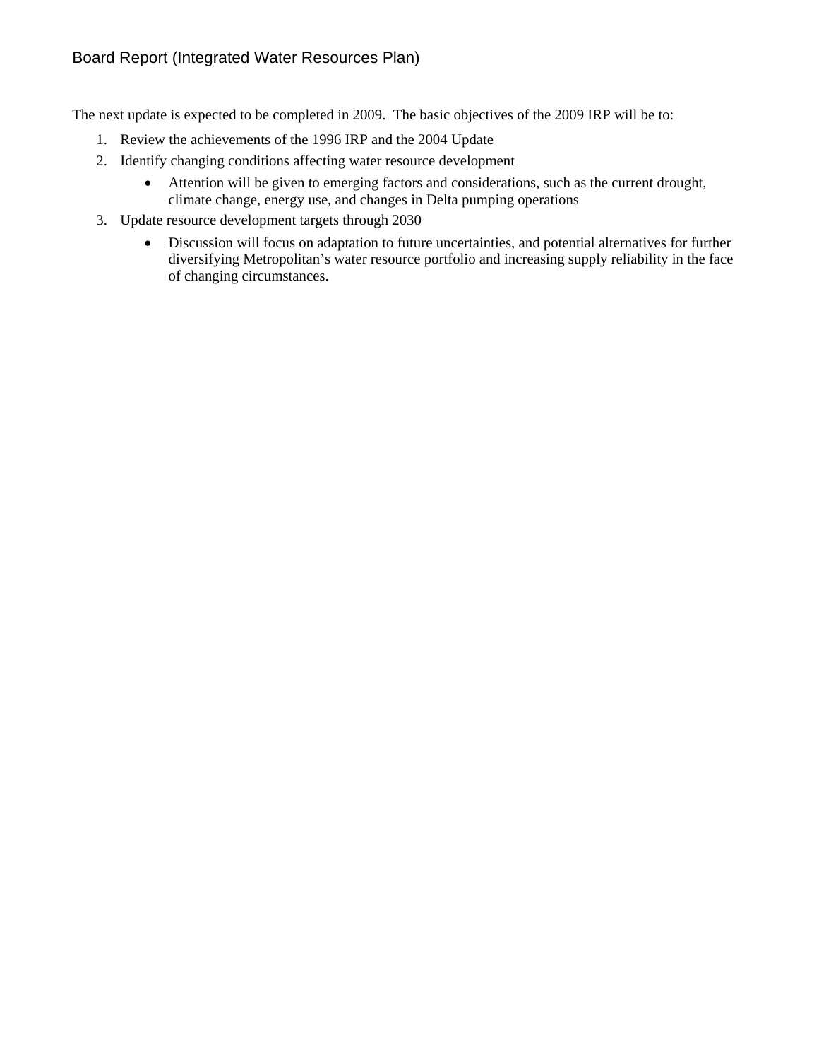The next update is expected to be completed in 2009. The basic objectives of the 2009 IRP will be to:

1. Review the achievements of the 1996 IRP and the 2004 Update
2. Identify changing conditions affecting water resource development
    - Attention will be given to emerging factors and considerations, such as the current drought, climate change, energy use, and changes in Delta pumping operations
3. Update resource development targets through 2030
    - Discussion will focus on adaptation to future uncertainties, and potential alternatives for further diversifying Metropolitan's water resource portfolio and increasing supply reliability in the face of changing circumstances.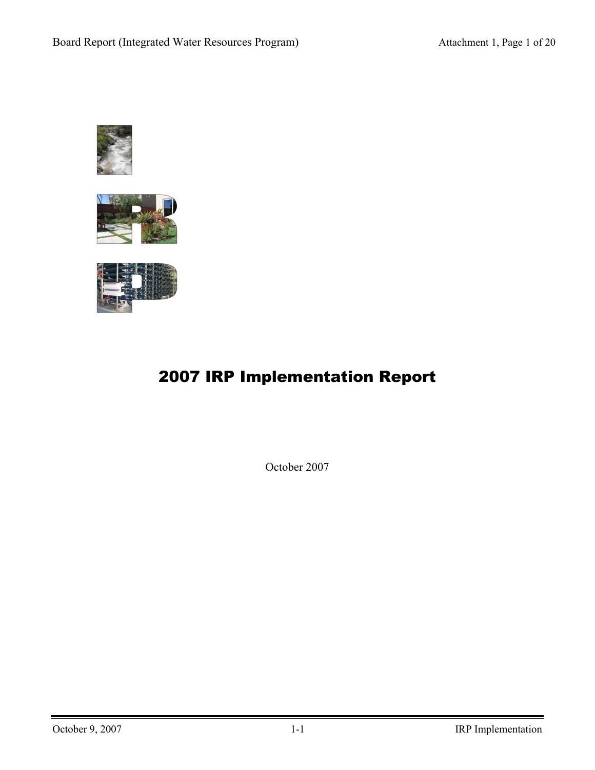# 2007 IRP Implementation Report

October 2007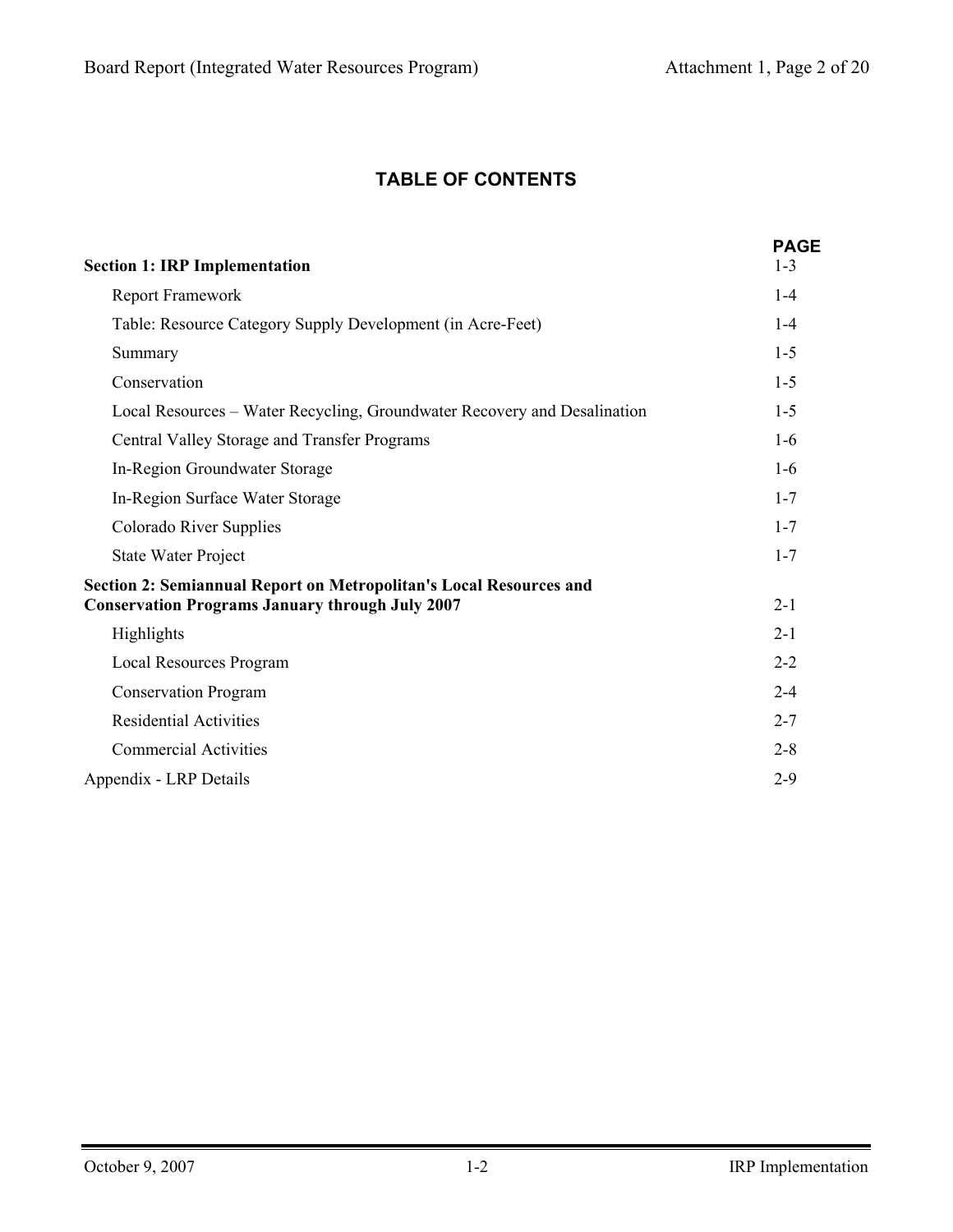## TABLE OF CONTENTS

| | PAGE |
|---|---|
| **Section 1: IRP Implementation** | 1-3 |
| Report Framework | 1-4 |
| Table: Resource Category Supply Development (in Acre-Feet) | 1-4 |
| Summary | 1-5 |
| Conservation | 1-5 |
| Local Resources – Water Recycling, Groundwater Recovery and Desalination | 1-5 |
| Central Valley Storage and Transfer Programs | 1-6 |
| In-Region Groundwater Storage | 1-6 |
| In-Region Surface Water Storage | 1-7 |
| Colorado River Supplies | 1-7 |
| State Water Project | 1-7 |
| **Section 2: Semiannual Report on Metropolitan's Local Resources and Conservation Programs January through July 2007** | 2-1 |
| Highlights | 2-1 |
| Local Resources Program | 2-2 |
| Conservation Program | 2-4 |
| Residential Activities | 2-7 |
| Commercial Activities | 2-8 |
| Appendix - LRP Details | 2-9 |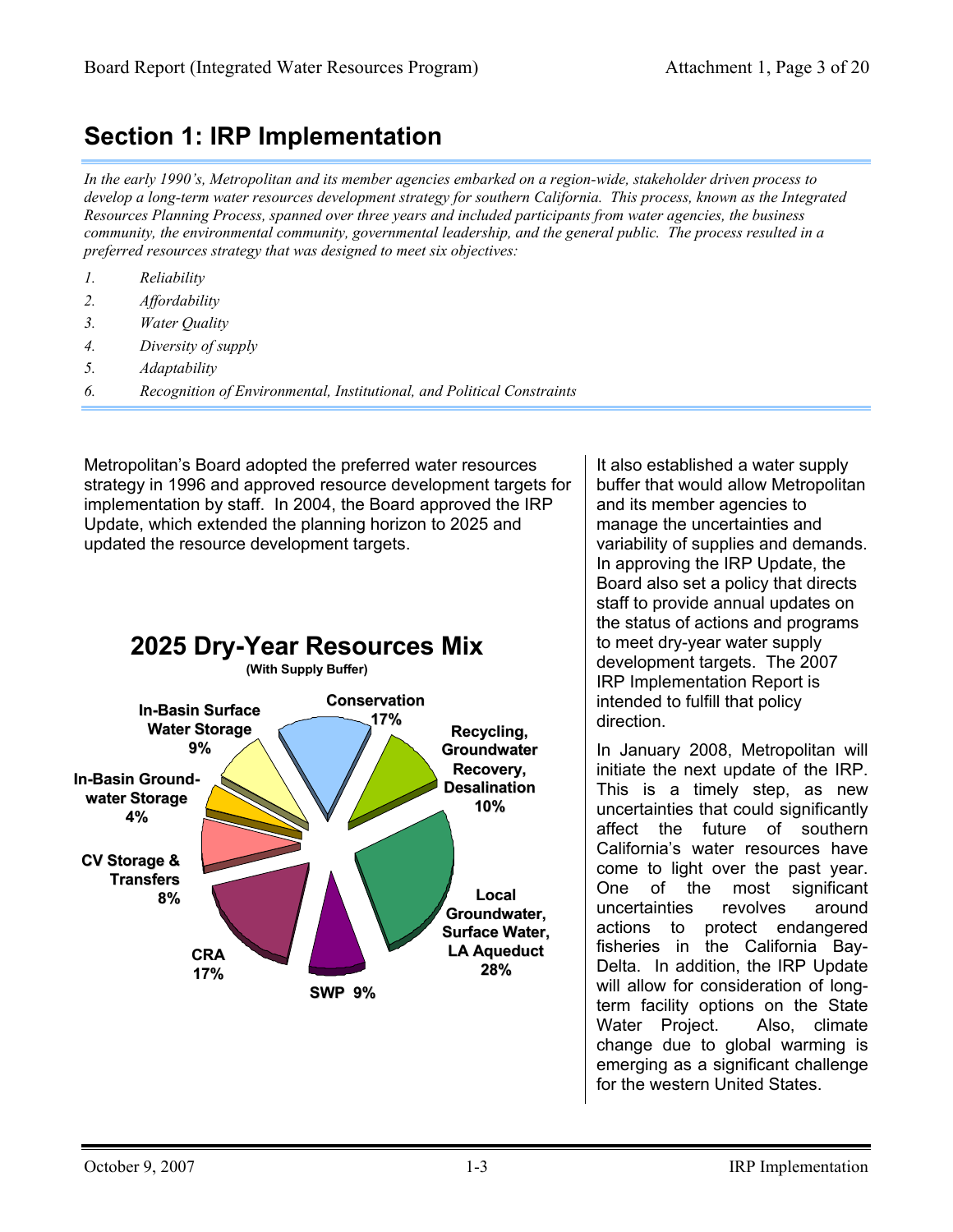# Section 1: IRP Implementation

*In the early 1990's, Metropolitan and its member agencies embarked on a region-wide, stakeholder driven process to develop a long-term water resources development strategy for southern California. This process, known as the Integrated Resources Planning Process, spanned over three years and included participants from water agencies, the business community, the environmental community, governmental leadership, and the general public. The process resulted in a preferred resources strategy that was designed to meet six objectives:*

1. *Reliability*
2. *Affordability*
3. *Water Quality*
4. *Diversity of supply*
5. *Adaptability*
6. *Recognition of Environmental, Institutional, and Political Constraints*

Metropolitan's Board adopted the preferred water resources strategy in 1996 and approved resource development targets for implementation by staff. In 2004, the Board approved the IRP Update, which extended the planning horizon to 2025 and updated the resource development targets.

**2025 Dry-Year Resources Mix**
**(With Supply Buffer)**

| Resource | Share |
|---|---|
| Conservation | 17% |
| Recycling, Groundwater Recovery, Desalination | 10% |
| Local Groundwater, Surface Water, LA Aqueduct | 28% |
| SWP | 9% |
| CRA | 17% |
| CV Storage & Transfers | 8% |
| In-Basin Groundwater Storage | 4% |
| In-Basin Surface Water Storage | 9% |

It also established a water supply buffer that would allow Metropolitan and its member agencies to manage the uncertainties and variability of supplies and demands. In approving the IRP Update, the Board also set a policy that directs staff to provide annual updates on the status of actions and programs to meet dry-year water supply development targets. The 2007 IRP Implementation Report is intended to fulfill that policy direction.

In January 2008, Metropolitan will initiate the next update of the IRP. This is a timely step, as new uncertainties that could significantly affect the future of southern California's water resources have come to light over the past year. One of the most significant uncertainties revolves around actions to protect endangered fisheries in the California Bay-Delta. In addition, the IRP Update will allow for consideration of long-term facility options on the State Water Project. Also, climate change due to global warming is emerging as a significant challenge for the western United States.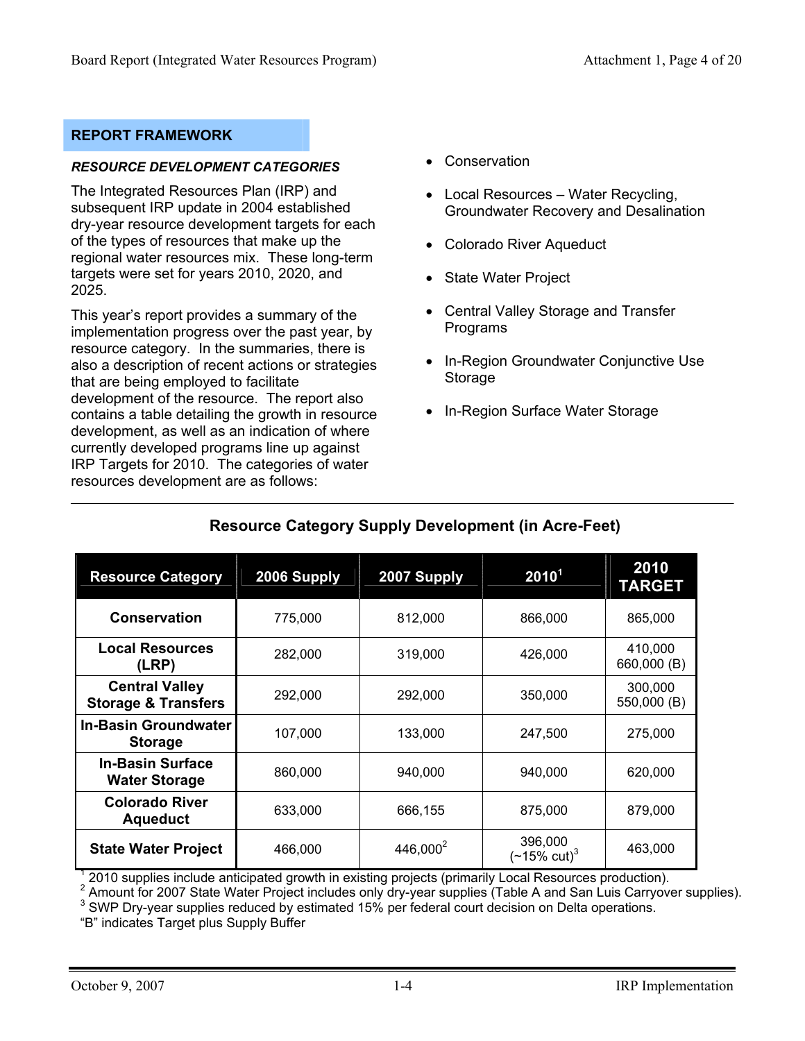## REPORT FRAMEWORK

### *RESOURCE DEVELOPMENT CATEGORIES*

The Integrated Resources Plan (IRP) and subsequent IRP update in 2004 established dry-year resource development targets for each of the types of resources that make up the regional water resources mix. These long-term targets were set for years 2010, 2020, and 2025.

This year's report provides a summary of the implementation progress over the past year, by resource category. In the summaries, there is also a description of recent actions or strategies that are being employed to facilitate development of the resource. The report also contains a table detailing the growth in resource development, as well as an indication of where currently developed programs line up against IRP Targets for 2010. The categories of water resources development are as follows:

- Conservation
- Local Resources – Water Recycling, Groundwater Recovery and Desalination
- Colorado River Aqueduct
- State Water Project
- Central Valley Storage and Transfer Programs
- In-Region Groundwater Conjunctive Use Storage
- In-Region Surface Water Storage

**Resource Category Supply Development (in Acre-Feet)**

| Resource Category | 2006 Supply | 2007 Supply | 2010[1] | 2010 TARGET |
|---|---|---|---|---|
| **Conservation** | 775,000 | 812,000 | 866,000 | 865,000 |
| **Local Resources (LRP)** | 282,000 | 319,000 | 426,000 | 410,000<br>660,000 (B) |
| **Central Valley Storage & Transfers** | 292,000 | 292,000 | 350,000 | 300,000<br>550,000 (B) |
| **In-Basin Groundwater Storage** | 107,000 | 133,000 | 247,500 | 275,000 |
| **In-Basin Surface Water Storage** | 860,000 | 940,000 | 940,000 | 620,000 |
| **Colorado River Aqueduct** | 633,000 | 666,155 | 875,000 | 879,000 |
| **State Water Project** | 466,000 | 446,000[2] | 396,000<br>(~15% cut)[3] | 463,000 |

[1] 2010 supplies include anticipated growth in existing projects (primarily Local Resources production).
[2] Amount for 2007 State Water Project includes only dry-year supplies (Table A and San Luis Carryover supplies).
[3] SWP Dry-year supplies reduced by estimated 15% per federal court decision on Delta operations.
"B" indicates Target plus Supply Buffer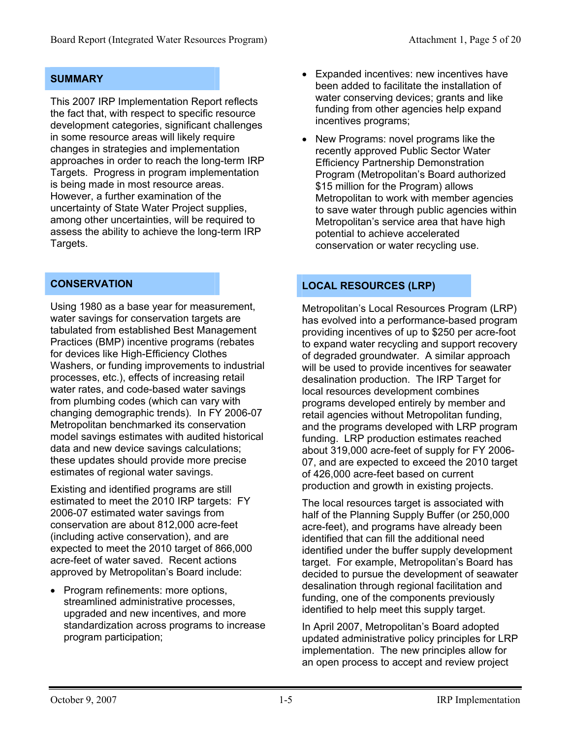## SUMMARY

This 2007 IRP Implementation Report reflects the fact that, with respect to specific resource development categories, significant challenges in some resource areas will likely require changes in strategies and implementation approaches in order to reach the long-term IRP Targets. Progress in program implementation is being made in most resource areas. However, a further examination of the uncertainty of State Water Project supplies, among other uncertainties, will be required to assess the ability to achieve the long-term IRP Targets.

## CONSERVATION

Using 1980 as a base year for measurement, water savings for conservation targets are tabulated from established Best Management Practices (BMP) incentive programs (rebates for devices like High-Efficiency Clothes Washers, or funding improvements to industrial processes, etc.), effects of increasing retail water rates, and code-based water savings from plumbing codes (which can vary with changing demographic trends). In FY 2006-07 Metropolitan benchmarked its conservation model savings estimates with audited historical data and new device savings calculations; these updates should provide more precise estimates of regional water savings.

Existing and identified programs are still estimated to meet the 2010 IRP targets: FY 2006-07 estimated water savings from conservation are about 812,000 acre-feet (including active conservation), and are expected to meet the 2010 target of 866,000 acre-feet of water saved. Recent actions approved by Metropolitan's Board include:

- Program refinements: more options, streamlined administrative processes, upgraded and new incentives, and more standardization across programs to increase program participation;
- Expanded incentives: new incentives have been added to facilitate the installation of water conserving devices; grants and like funding from other agencies help expand incentives programs;
- New Programs: novel programs like the recently approved Public Sector Water Efficiency Partnership Demonstration Program (Metropolitan's Board authorized $15 million for the Program) allows Metropolitan to work with member agencies to save water through public agencies within Metropolitan's service area that have high potential to achieve accelerated conservation or water recycling use.

## LOCAL RESOURCES (LRP)

Metropolitan's Local Resources Program (LRP) has evolved into a performance-based program providing incentives of up to $250 per acre-foot to expand water recycling and support recovery of degraded groundwater. A similar approach will be used to provide incentives for seawater desalination production. The IRP Target for local resources development combines programs developed entirely by member and retail agencies without Metropolitan funding, and the programs developed with LRP program funding. LRP production estimates reached about 319,000 acre-feet of supply for FY 2006-07, and are expected to exceed the 2010 target of 426,000 acre-feet based on current production and growth in existing projects.

The local resources target is associated with half of the Planning Supply Buffer (or 250,000 acre-feet), and programs have already been identified that can fill the additional need identified under the buffer supply development target. For example, Metropolitan's Board has decided to pursue the development of seawater desalination through regional facilitation and funding, one of the components previously identified to help meet this supply target.

In April 2007, Metropolitan's Board adopted updated administrative policy principles for LRP implementation. The new principles allow for an open process to accept and review project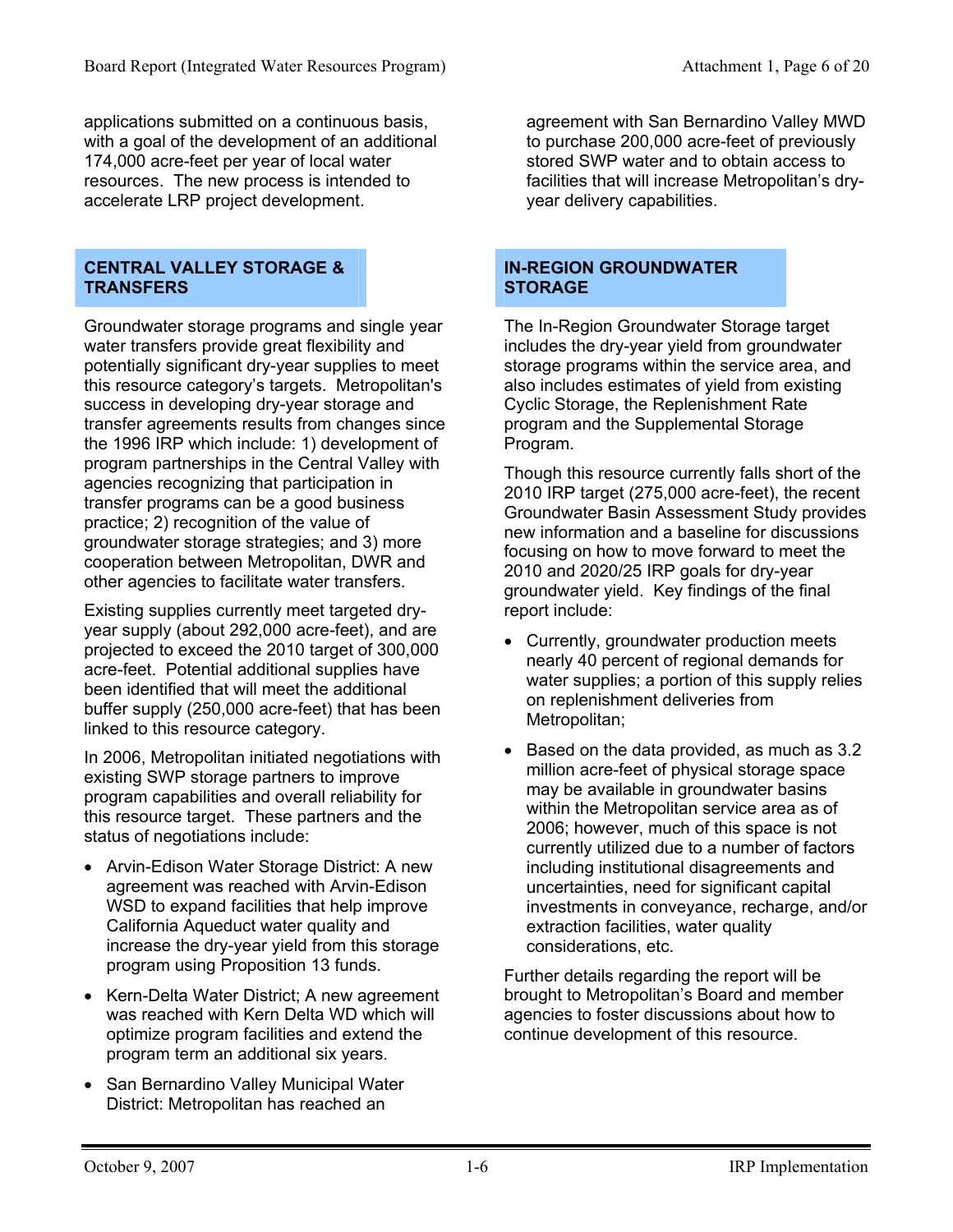applications submitted on a continuous basis, with a goal of the development of an additional 174,000 acre-feet per year of local water resources. The new process is intended to accelerate LRP project development.

## CENTRAL VALLEY STORAGE & TRANSFERS

Groundwater storage programs and single year water transfers provide great flexibility and potentially significant dry-year supplies to meet this resource category's targets. Metropolitan's success in developing dry-year storage and transfer agreements results from changes since the 1996 IRP which include: 1) development of program partnerships in the Central Valley with agencies recognizing that participation in transfer programs can be a good business practice; 2) recognition of the value of groundwater storage strategies; and 3) more cooperation between Metropolitan, DWR and other agencies to facilitate water transfers.

Existing supplies currently meet targeted dry-year supply (about 292,000 acre-feet), and are projected to exceed the 2010 target of 300,000 acre-feet. Potential additional supplies have been identified that will meet the additional buffer supply (250,000 acre-feet) that has been linked to this resource category.

In 2006, Metropolitan initiated negotiations with existing SWP storage partners to improve program capabilities and overall reliability for this resource target. These partners and the status of negotiations include:

- Arvin-Edison Water Storage District: A new agreement was reached with Arvin-Edison WSD to expand facilities that help improve California Aqueduct water quality and increase the dry-year yield from this storage program using Proposition 13 funds.
- Kern-Delta Water District; A new agreement was reached with Kern Delta WD which will optimize program facilities and extend the program term an additional six years.
- San Bernardino Valley Municipal Water District: Metropolitan has reached an agreement with San Bernardino Valley MWD to purchase 200,000 acre-feet of previously stored SWP water and to obtain access to facilities that will increase Metropolitan's dry-year delivery capabilities.

## IN-REGION GROUNDWATER STORAGE

The In-Region Groundwater Storage target includes the dry-year yield from groundwater storage programs within the service area, and also includes estimates of yield from existing Cyclic Storage, the Replenishment Rate program and the Supplemental Storage Program.

Though this resource currently falls short of the 2010 IRP target (275,000 acre-feet), the recent Groundwater Basin Assessment Study provides new information and a baseline for discussions focusing on how to move forward to meet the 2010 and 2020/25 IRP goals for dry-year groundwater yield. Key findings of the final report include:

- Currently, groundwater production meets nearly 40 percent of regional demands for water supplies; a portion of this supply relies on replenishment deliveries from Metropolitan;
- Based on the data provided, as much as 3.2 million acre-feet of physical storage space may be available in groundwater basins within the Metropolitan service area as of 2006; however, much of this space is not currently utilized due to a number of factors including institutional disagreements and uncertainties, need for significant capital investments in conveyance, recharge, and/or extraction facilities, water quality considerations, etc.

Further details regarding the report will be brought to Metropolitan's Board and member agencies to foster discussions about how to continue development of this resource.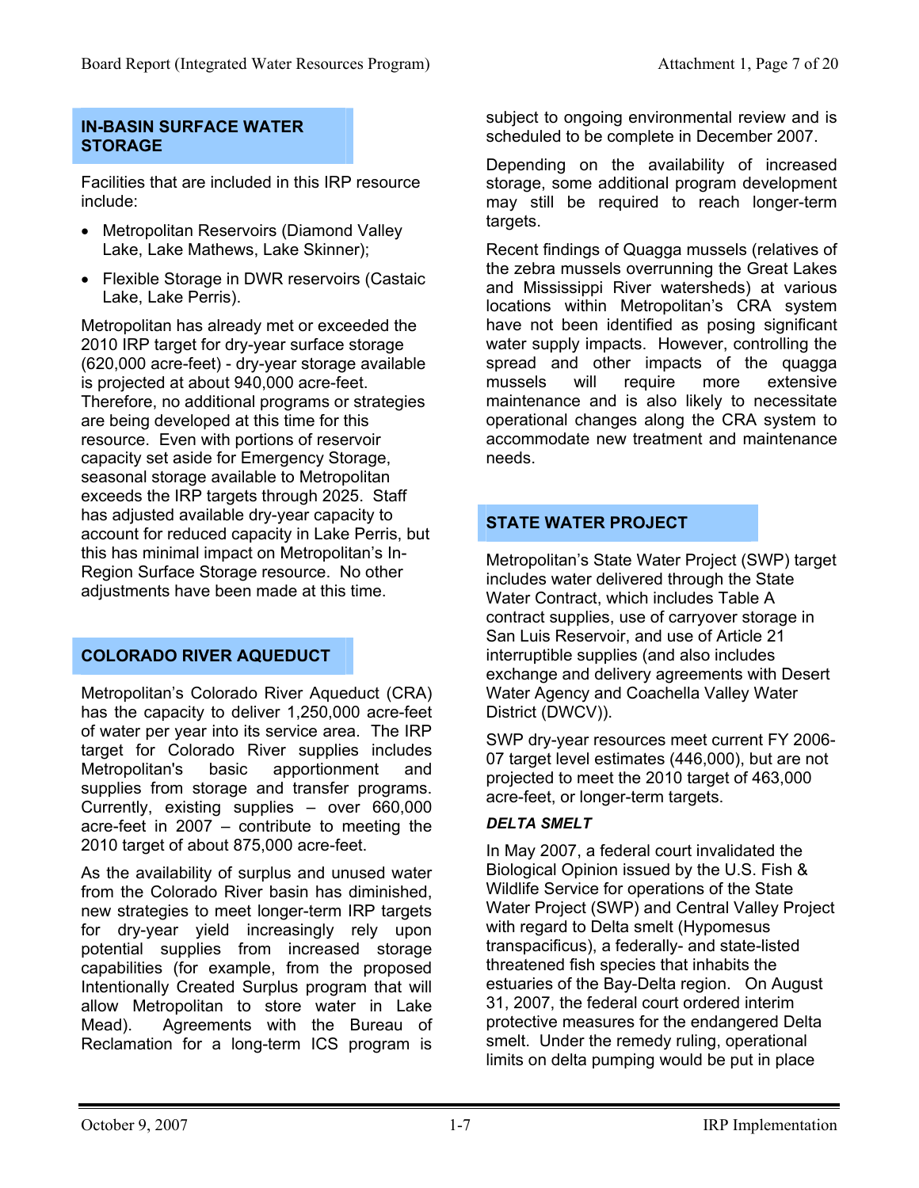## IN-BASIN SURFACE WATER STORAGE

Facilities that are included in this IRP resource include:

- Metropolitan Reservoirs (Diamond Valley Lake, Lake Mathews, Lake Skinner);
- Flexible Storage in DWR reservoirs (Castaic Lake, Lake Perris).

Metropolitan has already met or exceeded the 2010 IRP target for dry-year surface storage (620,000 acre-feet) - dry-year storage available is projected at about 940,000 acre-feet. Therefore, no additional programs or strategies are being developed at this time for this resource. Even with portions of reservoir capacity set aside for Emergency Storage, seasonal storage available to Metropolitan exceeds the IRP targets through 2025. Staff has adjusted available dry-year capacity to account for reduced capacity in Lake Perris, but this has minimal impact on Metropolitan's In-Region Surface Storage resource. No other adjustments have been made at this time.

## COLORADO RIVER AQUEDUCT

Metropolitan's Colorado River Aqueduct (CRA) has the capacity to deliver 1,250,000 acre-feet of water per year into its service area. The IRP target for Colorado River supplies includes Metropolitan's basic apportionment and supplies from storage and transfer programs. Currently, existing supplies – over 660,000 acre-feet in 2007 – contribute to meeting the 2010 target of about 875,000 acre-feet.

As the availability of surplus and unused water from the Colorado River basin has diminished, new strategies to meet longer-term IRP targets for dry-year yield increasingly rely upon potential supplies from increased storage capabilities (for example, from the proposed Intentionally Created Surplus program that will allow Metropolitan to store water in Lake Mead). Agreements with the Bureau of Reclamation for a long-term ICS program is subject to ongoing environmental review and is scheduled to be complete in December 2007.

Depending on the availability of increased storage, some additional program development may still be required to reach longer-term targets.

Recent findings of Quagga mussels (relatives of the zebra mussels overrunning the Great Lakes and Mississippi River watersheds) at various locations within Metropolitan's CRA system have not been identified as posing significant water supply impacts. However, controlling the spread and other impacts of the quagga mussels will require more extensive maintenance and is also likely to necessitate operational changes along the CRA system to accommodate new treatment and maintenance needs.

## STATE WATER PROJECT

Metropolitan's State Water Project (SWP) target includes water delivered through the State Water Contract, which includes Table A contract supplies, use of carryover storage in San Luis Reservoir, and use of Article 21 interruptible supplies (and also includes exchange and delivery agreements with Desert Water Agency and Coachella Valley Water District (DWCV)).

SWP dry-year resources meet current FY 2006-07 target level estimates (446,000), but are not projected to meet the 2010 target of 463,000 acre-feet, or longer-term targets.

### *DELTA SMELT*

In May 2007, a federal court invalidated the Biological Opinion issued by the U.S. Fish & Wildlife Service for operations of the State Water Project (SWP) and Central Valley Project with regard to Delta smelt (Hypomesus transpacificus), a federally- and state-listed threatened fish species that inhabits the estuaries of the Bay-Delta region. On August 31, 2007, the federal court ordered interim protective measures for the endangered Delta smelt. Under the remedy ruling, operational limits on delta pumping would be put in place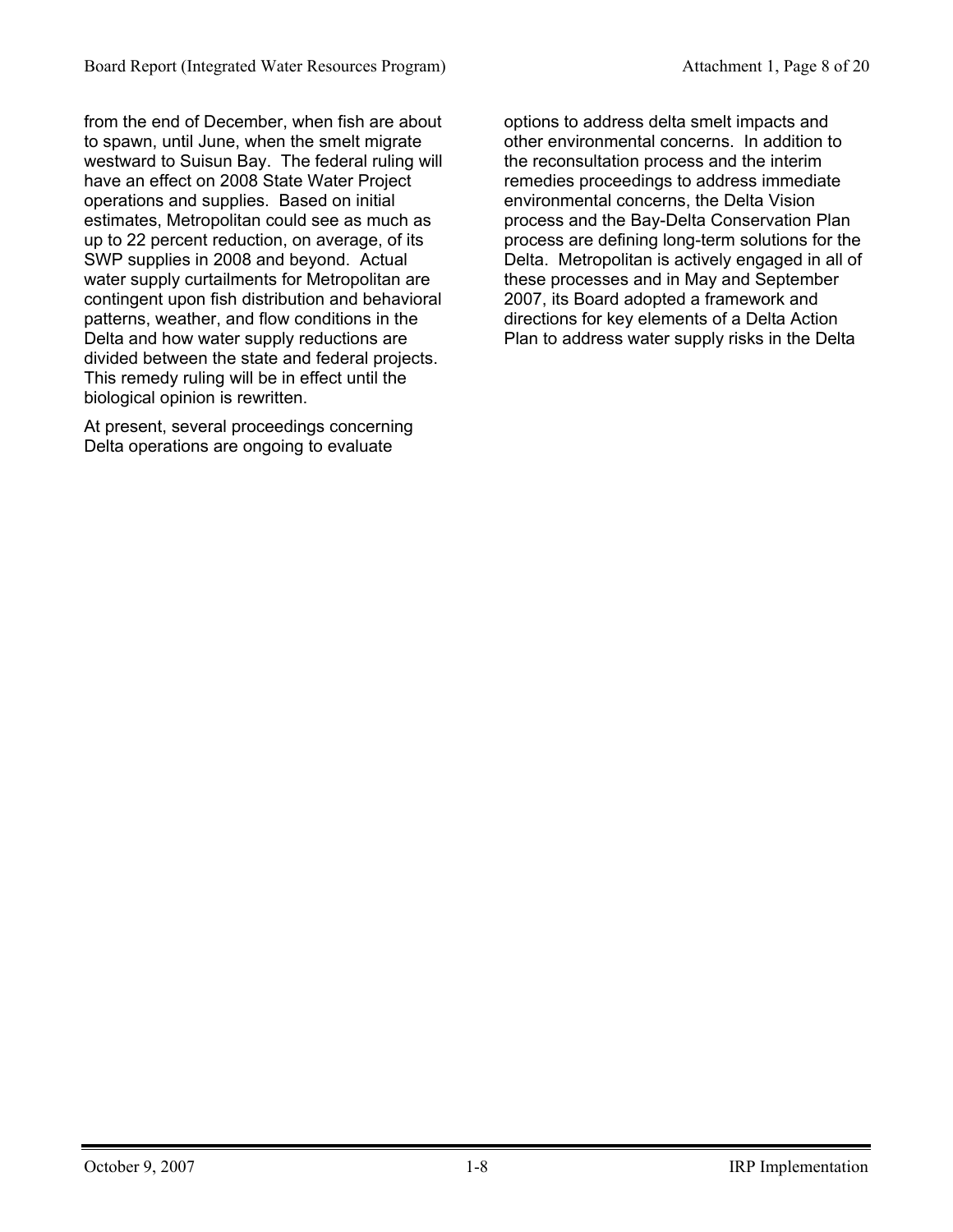from the end of December, when fish are about to spawn, until June, when the smelt migrate westward to Suisun Bay. The federal ruling will have an effect on 2008 State Water Project operations and supplies. Based on initial estimates, Metropolitan could see as much as up to 22 percent reduction, on average, of its SWP supplies in 2008 and beyond. Actual water supply curtailments for Metropolitan are contingent upon fish distribution and behavioral patterns, weather, and flow conditions in the Delta and how water supply reductions are divided between the state and federal projects. This remedy ruling will be in effect until the biological opinion is rewritten.

At present, several proceedings concerning Delta operations are ongoing to evaluate options to address delta smelt impacts and other environmental concerns. In addition to the reconsultation process and the interim remedies proceedings to address immediate environmental concerns, the Delta Vision process and the Bay-Delta Conservation Plan process are defining long-term solutions for the Delta. Metropolitan is actively engaged in all of these processes and in May and September 2007, its Board adopted a framework and directions for key elements of a Delta Action Plan to address water supply risks in the Delta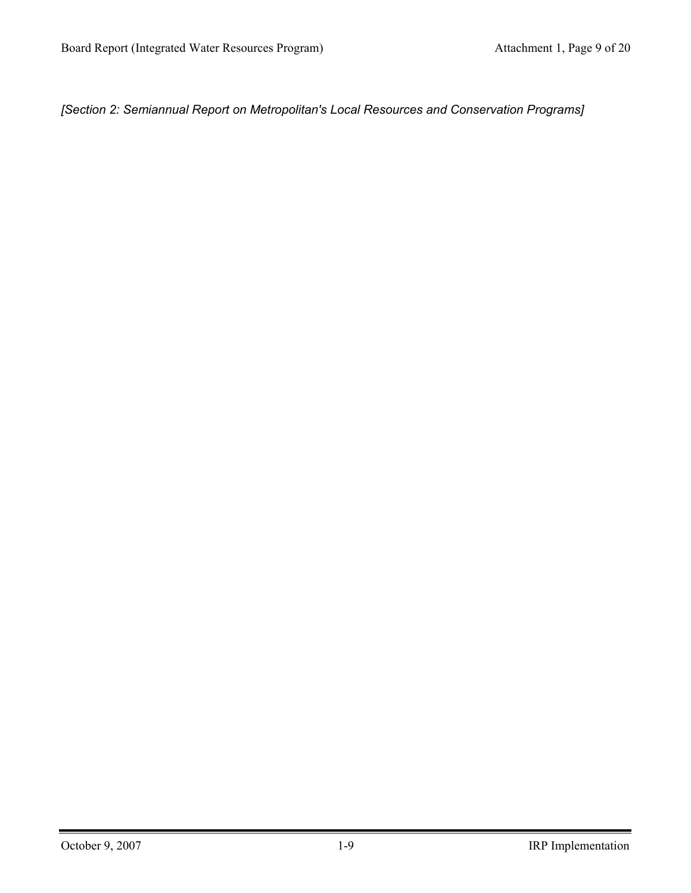*[Section 2: Semiannual Report on Metropolitan's Local Resources and Conservation Programs]*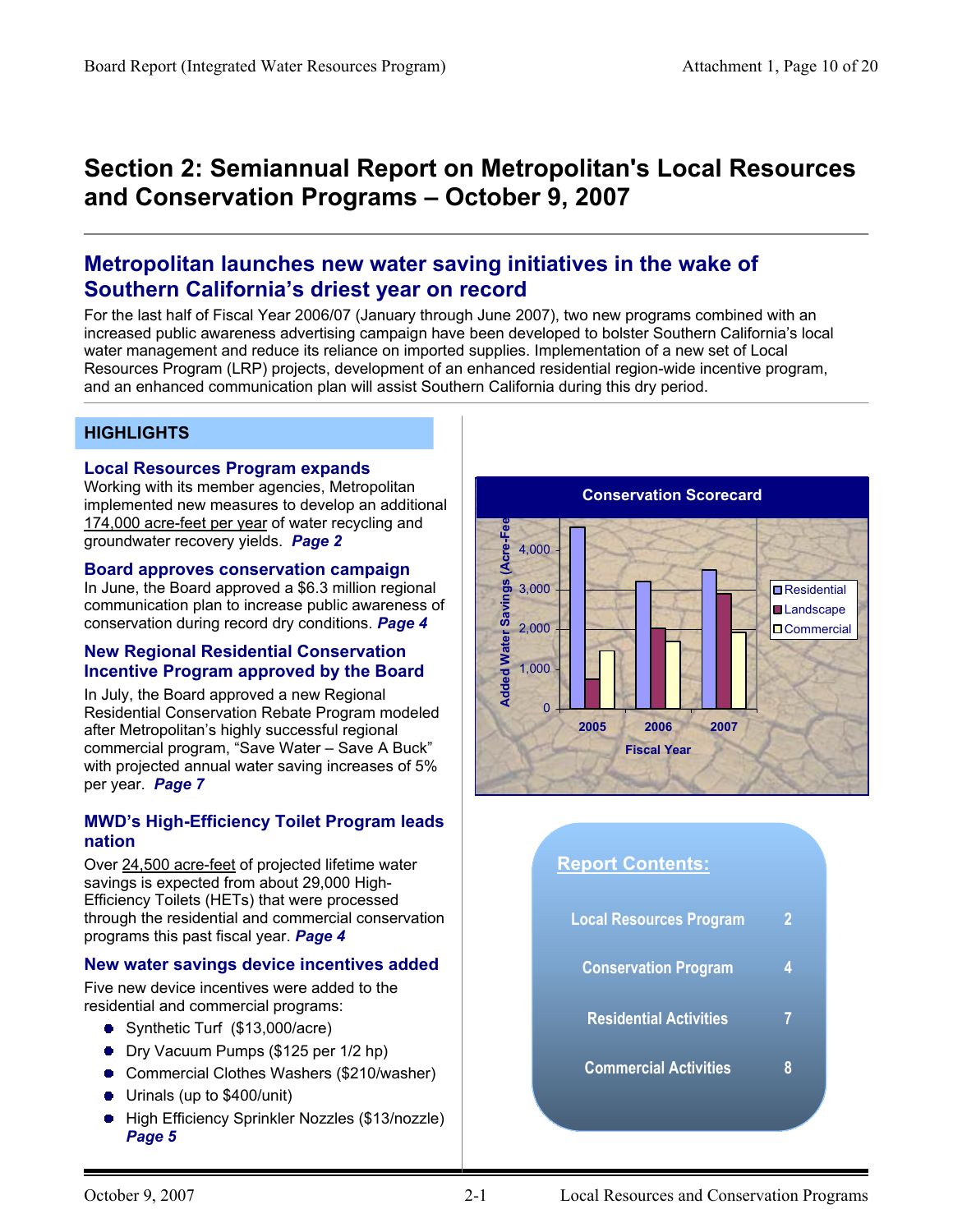# Section 2: Semiannual Report on Metropolitan's Local Resources and Conservation Programs – October 9, 2007

## Metropolitan launches new water saving initiatives in the wake of Southern California's driest year on record

For the last half of Fiscal Year 2006/07 (January through June 2007), two new programs combined with an increased public awareness advertising campaign have been developed to bolster Southern California's local water management and reduce its reliance on imported supplies. Implementation of a new set of Local Resources Program (LRP) projects, development of an enhanced residential region-wide incentive program, and an enhanced communication plan will assist Southern California during this dry period.

### HIGHLIGHTS

**Local Resources Program expands**

Working with its member agencies, Metropolitan implemented new measures to develop an additional 174,000 acre-feet per year of water recycling and groundwater recovery yields. ***Page 2***

**Board approves conservation campaign**

In June, the Board approved a $6.3 million regional communication plan to increase public awareness of conservation during record dry conditions. ***Page 4***

**New Regional Residential Conservation Incentive Program approved by the Board**

In July, the Board approved a new Regional Residential Conservation Rebate Program modeled after Metropolitan's highly successful regional commercial program, "Save Water – Save A Buck" with projected annual water saving increases of 5% per year. ***Page 7***

**MWD's High-Efficiency Toilet Program leads nation**

Over 24,500 acre-feet of projected lifetime water savings is expected from about 29,000 High-Efficiency Toilets (HETs) that were processed through the residential and commercial conservation programs this past fiscal year. ***Page 4***

**New water savings device incentives added**

Five new device incentives were added to the residential and commercial programs:

- Synthetic Turf ($13,000/acre)
- Dry Vacuum Pumps ($125 per 1/2 hp)
- Commercial Clothes Washers ($210/washer)
- Urinals (up to $400/unit)
- High Efficiency Sprinkler Nozzles ($13/nozzle) ***Page 5***

**Conservation Scorecard**

Added Water Savings (Acre-Feet) by Fiscal Year (approximate values read from chart):

| Fiscal Year | Residential | Landscape | Commercial |
|---|---|---|---|
| 2005 | ~4,600 | ~750 | ~1,450 |
| 2006 | ~3,200 | ~2,000 | ~1,700 |
| 2007 | ~3,500 | ~2,900 | ~1,900 |

**Report Contents:**

| | |
|---|---|
| Local Resources Program | 2 |
| Conservation Program | 4 |
| Residential Activities | 7 |
| Commercial Activities | 8 |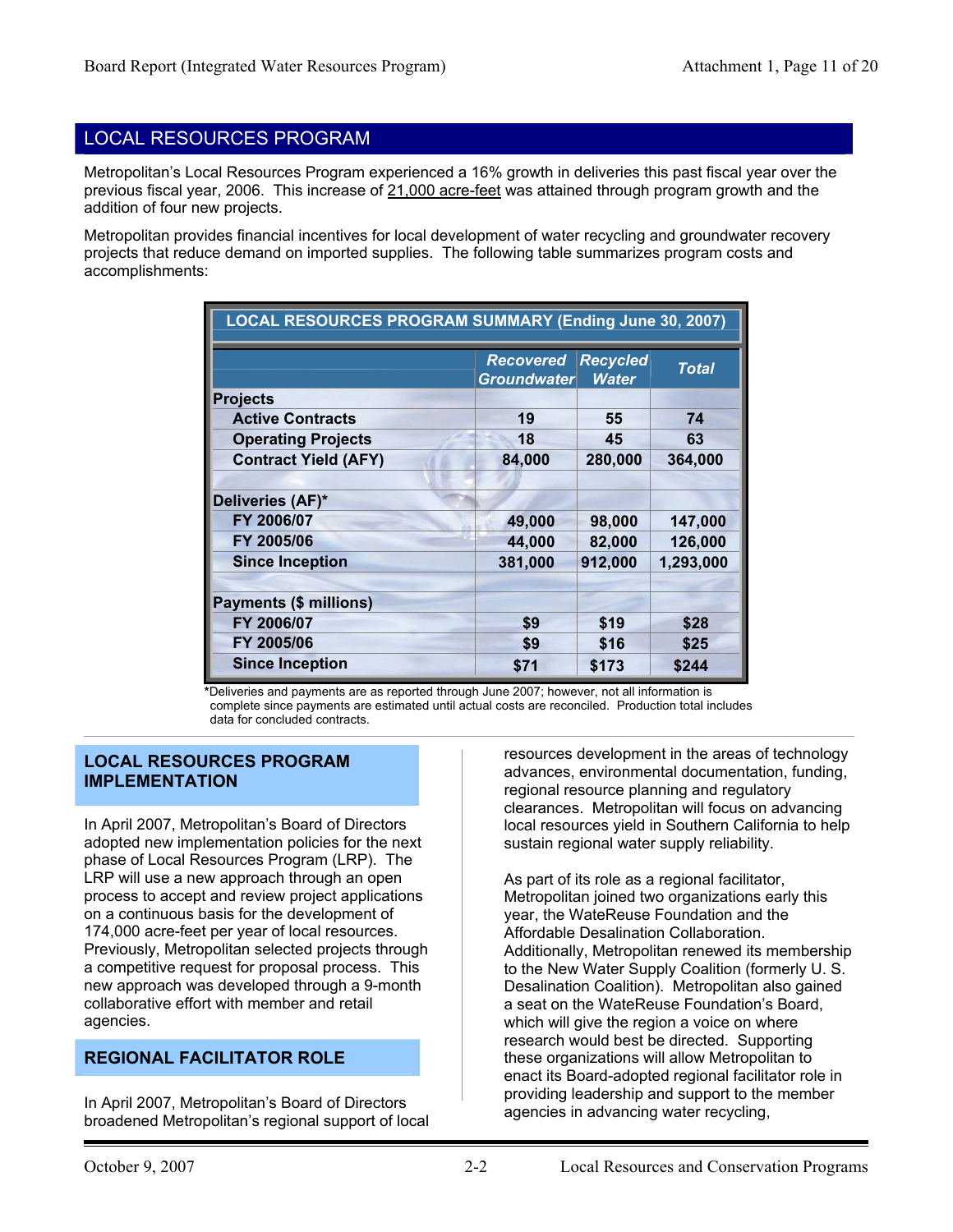## LOCAL RESOURCES PROGRAM

Metropolitan's Local Resources Program experienced a 16% growth in deliveries this past fiscal year over the previous fiscal year, 2006. This increase of 21,000 acre-feet was attained through program growth and the addition of four new projects.

Metropolitan provides financial incentives for local development of water recycling and groundwater recovery projects that reduce demand on imported supplies. The following table summarizes program costs and accomplishments:

| LOCAL RESOURCES PROGRAM SUMMARY (Ending June 30, 2007) | | | |
|---|---|---|---|
| | *Recovered Groundwater* | *Recycled Water* | *Total* |
| **Projects** | | | |
| **Active Contracts** | 19 | 55 | 74 |
| **Operating Projects** | 18 | 45 | 63 |
| **Contract Yield (AFY)** | 84,000 | 280,000 | 364,000 |
| | | | |
| **Deliveries (AF)*** | | | |
| **FY 2006/07** | 49,000 | 98,000 | 147,000 |
| **FY 2005/06** | 44,000 | 82,000 | 126,000 |
| **Since Inception** | 381,000 | 912,000 | 1,293,000 |
| | | | |
| **Payments ($ millions)** | | | |
| **FY 2006/07** | $9 | $19 | $28 |
| **FY 2005/06** | $9 | $16 | $25 |
| **Since Inception** | $71 | $173 | $244 |

*Deliveries and payments are as reported through June 2007; however, not all information is complete since payments are estimated until actual costs are reconciled. Production total includes data for concluded contracts.

### LOCAL RESOURCES PROGRAM IMPLEMENTATION

In April 2007, Metropolitan's Board of Directors adopted new implementation policies for the next phase of Local Resources Program (LRP). The LRP will use a new approach through an open process to accept and review project applications on a continuous basis for the development of 174,000 acre-feet per year of local resources. Previously, Metropolitan selected projects through a competitive request for proposal process. This new approach was developed through a 9-month collaborative effort with member and retail agencies.

### REGIONAL FACILITATOR ROLE

In April 2007, Metropolitan's Board of Directors broadened Metropolitan's regional support of local resources development in the areas of technology advances, environmental documentation, funding, regional resource planning and regulatory clearances. Metropolitan will focus on advancing local resources yield in Southern California to help sustain regional water supply reliability.

As part of its role as a regional facilitator, Metropolitan joined two organizations early this year, the WateReuse Foundation and the Affordable Desalination Collaboration. Additionally, Metropolitan renewed its membership to the New Water Supply Coalition (formerly U. S. Desalination Coalition). Metropolitan also gained a seat on the WateReuse Foundation's Board, which will give the region a voice on where research would best be directed. Supporting these organizations will allow Metropolitan to enact its Board-adopted regional facilitator role in providing leadership and support to the member agencies in advancing water recycling,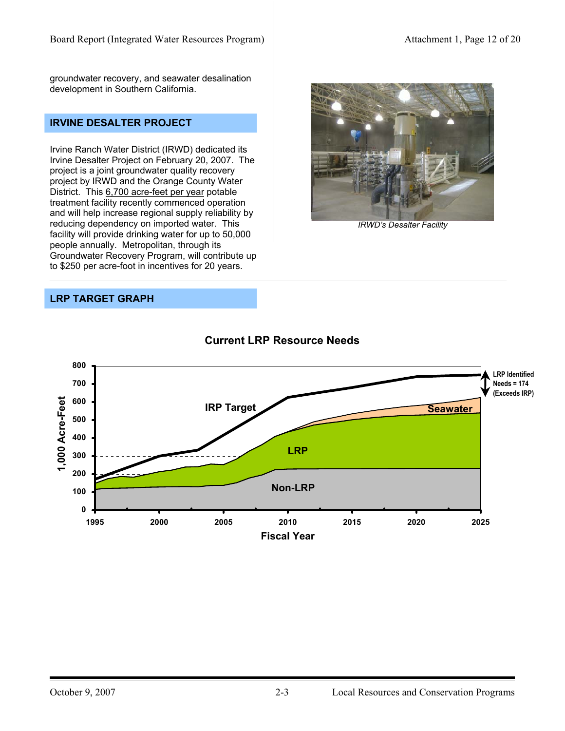groundwater recovery, and seawater desalination development in Southern California.

## IRVINE DESALTER PROJECT

Irvine Ranch Water District (IRWD) dedicated its Irvine Desalter Project on February 20, 2007. The project is a joint groundwater quality recovery project by IRWD and the Orange County Water District. This 6,700 acre-feet per year potable treatment facility recently commenced operation and will help increase regional supply reliability by reducing dependency on imported water. This facility will provide drinking water for up to 50,000 people annually. Metropolitan, through its Groundwater Recovery Program, will contribute up to $250 per acre-foot in incentives for 20 years.

*IRWD's Desalter Facility*

## LRP TARGET GRAPH

**Current LRP Resource Needs**

Y-axis: 1,000 Acre-Feet (0–800); X-axis: Fiscal Year (1995–2025)

Series: IRP Target, Seawater, LRP, Non-LRP

LRP Identified Needs = 174 (Exceeds IRP)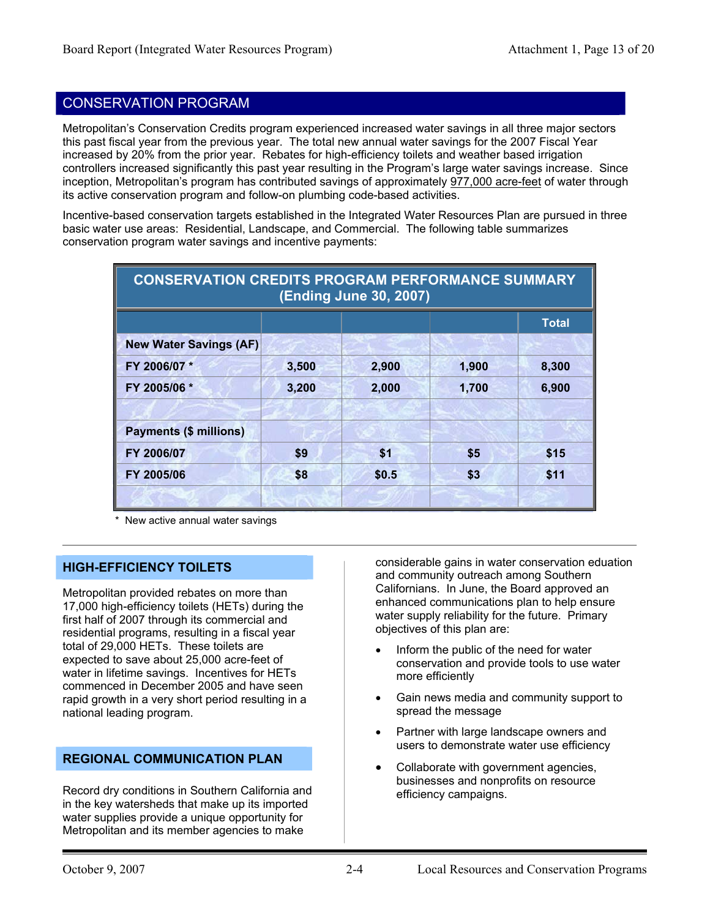## CONSERVATION PROGRAM

Metropolitan's Conservation Credits program experienced increased water savings in all three major sectors this past fiscal year from the previous year. The total new annual water savings for the 2007 Fiscal Year increased by 20% from the prior year. Rebates for high-efficiency toilets and weather based irrigation controllers increased significantly this past year resulting in the Program's large water savings increase. Since inception, Metropolitan's program has contributed savings of approximately 977,000 acre-feet of water through its active conservation program and follow-on plumbing code-based activities.

Incentive-based conservation targets established in the Integrated Water Resources Plan are pursued in three basic water use areas: Residential, Landscape, and Commercial. The following table summarizes conservation program water savings and incentive payments:

**CONSERVATION CREDITS PROGRAM PERFORMANCE SUMMARY (Ending June 30, 2007)**

| | | | | Total |
|---|---|---|---|---|
| **New Water Savings (AF)** | | | | |
| **FY 2006/07 *** | 3,500 | 2,900 | 1,900 | 8,300 |
| **FY 2005/06 *** | 3,200 | 2,000 | 1,700 | 6,900 |
| | | | | |
| **Payments ($ millions)** | | | | |
| **FY 2006/07** | $9 | $1 | $5 | $15 |
| **FY 2005/06** | $8 | $0.5 | $3 | $11 |
| | | | | |

* New active annual water savings

### HIGH-EFFICIENCY TOILETS

Metropolitan provided rebates on more than 17,000 high-efficiency toilets (HETs) during the first half of 2007 through its commercial and residential programs, resulting in a fiscal year total of 29,000 HETs. These toilets are expected to save about 25,000 acre-feet of water in lifetime savings. Incentives for HETs commenced in December 2005 and have seen rapid growth in a very short period resulting in a national leading program.

### REGIONAL COMMUNICATION PLAN

Record dry conditions in Southern California and in the key watersheds that make up its imported water supplies provide a unique opportunity for Metropolitan and its member agencies to make considerable gains in water conservation eduation and community outreach among Southern Californians. In June, the Board approved an enhanced communications plan to help ensure water supply reliability for the future. Primary objectives of this plan are:

- Inform the public of the need for water conservation and provide tools to use water more efficiently
- Gain news media and community support to spread the message
- Partner with large landscape owners and users to demonstrate water use efficiency
- Collaborate with government agencies, businesses and nonprofits on resource efficiency campaigns.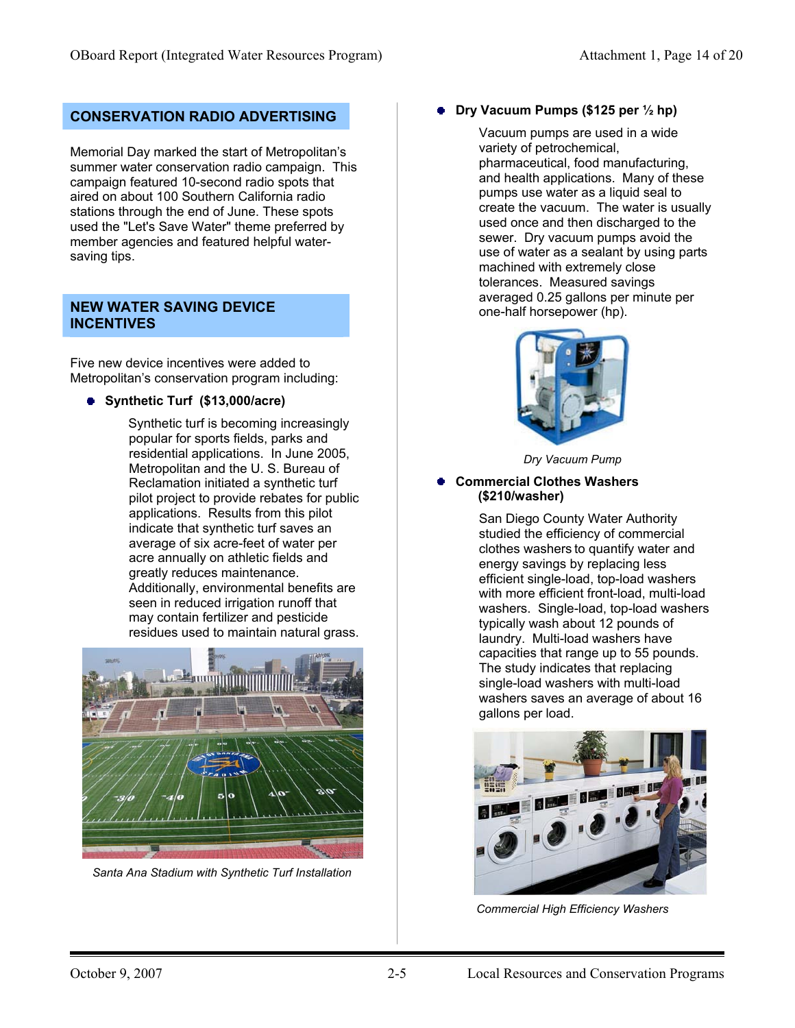## CONSERVATION RADIO ADVERTISING

Memorial Day marked the start of Metropolitan's summer water conservation radio campaign. This campaign featured 10-second radio spots that aired on about 100 Southern California radio stations through the end of June. These spots used the "Let's Save Water" theme preferred by member agencies and featured helpful water-saving tips.

## NEW WATER SAVING DEVICE INCENTIVES

Five new device incentives were added to Metropolitan's conservation program including:

- **Synthetic Turf (\$13,000/acre)**

  Synthetic turf is becoming increasingly popular for sports fields, parks and residential applications. In June 2005, Metropolitan and the U. S. Bureau of Reclamation initiated a synthetic turf pilot project to provide rebates for public applications. Results from this pilot indicate that synthetic turf saves an average of six acre-feet of water per acre annually on athletic fields and greatly reduces maintenance. Additionally, environmental benefits are seen in reduced irrigation runoff that may contain fertilizer and pesticide residues used to maintain natural grass.

*Santa Ana Stadium with Synthetic Turf Installation*

- **Dry Vacuum Pumps (\$125 per ½ hp)**

  Vacuum pumps are used in a wide variety of petrochemical, pharmaceutical, food manufacturing, and health applications. Many of these pumps use water as a liquid seal to create the vacuum. The water is usually used once and then discharged to the sewer. Dry vacuum pumps avoid the use of water as a sealant by using parts machined with extremely close tolerances. Measured savings averaged 0.25 gallons per minute per one-half horsepower (hp).

*Dry Vacuum Pump*

- **Commercial Clothes Washers (\$210/washer)**

  San Diego County Water Authority studied the efficiency of commercial clothes washers to quantify water and energy savings by replacing less efficient single-load, top-load washers with more efficient front-load, multi-load washers. Single-load, top-load washers typically wash about 12 pounds of laundry. Multi-load washers have capacities that range up to 55 pounds. The study indicates that replacing single-load washers with multi-load washers saves an average of about 16 gallons per load.

*Commercial High Efficiency Washers*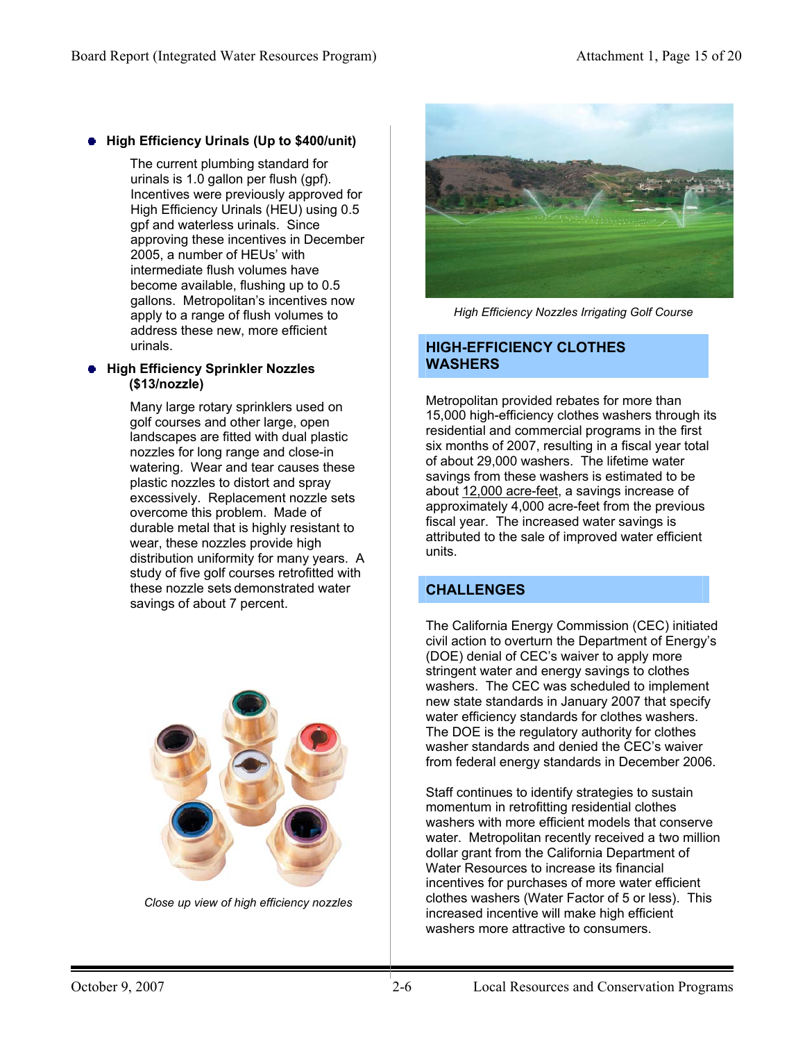- **High Efficiency Urinals (Up to $400/unit)**

  The current plumbing standard for urinals is 1.0 gallon per flush (gpf). Incentives were previously approved for High Efficiency Urinals (HEU) using 0.5 gpf and waterless urinals. Since approving these incentives in December 2005, a number of HEUs' with intermediate flush volumes have become available, flushing up to 0.5 gallons. Metropolitan's incentives now apply to a range of flush volumes to address these new, more efficient urinals.

- **High Efficiency Sprinkler Nozzles ($13/nozzle)**

  Many large rotary sprinklers used on golf courses and other large, open landscapes are fitted with dual plastic nozzles for long range and close-in watering. Wear and tear causes these plastic nozzles to distort and spray excessively. Replacement nozzle sets overcome this problem. Made of durable metal that is highly resistant to wear, these nozzles provide high distribution uniformity for many years. A study of five golf courses retrofitted with these nozzle sets demonstrated water savings of about 7 percent.

*Close up view of high efficiency nozzles*

*High Efficiency Nozzles Irrigating Golf Course*

## HIGH-EFFICIENCY CLOTHES WASHERS

Metropolitan provided rebates for more than 15,000 high-efficiency clothes washers through its residential and commercial programs in the first six months of 2007, resulting in a fiscal year total of about 29,000 washers. The lifetime water savings from these washers is estimated to be about 12,000 acre-feet, a savings increase of approximately 4,000 acre-feet from the previous fiscal year. The increased water savings is attributed to the sale of improved water efficient units.

## CHALLENGES

The California Energy Commission (CEC) initiated civil action to overturn the Department of Energy's (DOE) denial of CEC's waiver to apply more stringent water and energy savings to clothes washers. The CEC was scheduled to implement new state standards in January 2007 that specify water efficiency standards for clothes washers. The DOE is the regulatory authority for clothes washer standards and denied the CEC's waiver from federal energy standards in December 2006.

Staff continues to identify strategies to sustain momentum in retrofitting residential clothes washers with more efficient models that conserve water. Metropolitan recently received a two million dollar grant from the California Department of Water Resources to increase its financial incentives for purchases of more water efficient clothes washers (Water Factor of 5 or less). This increased incentive will make high efficient washers more attractive to consumers.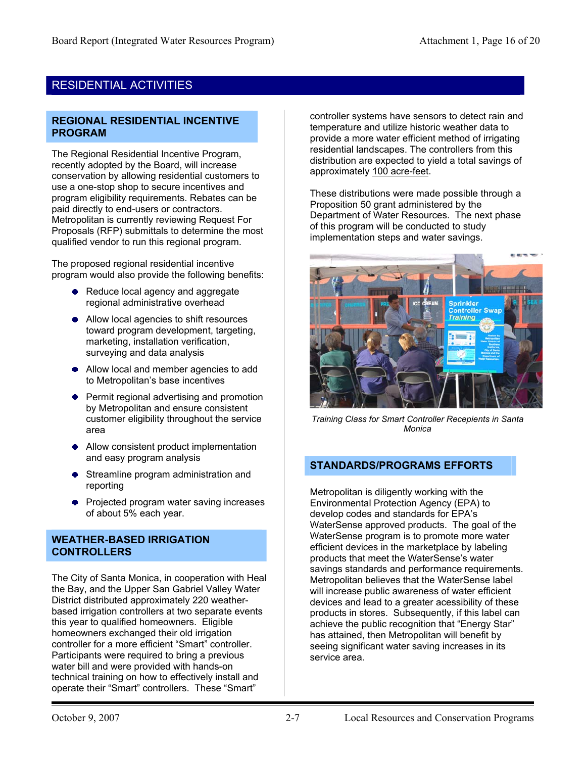## RESIDENTIAL ACTIVITIES

### REGIONAL RESIDENTIAL INCENTIVE PROGRAM

The Regional Residential Incentive Program, recently adopted by the Board, will increase conservation by allowing residential customers to use a one-stop shop to secure incentives and program eligibility requirements. Rebates can be paid directly to end-users or contractors. Metropolitan is currently reviewing Request For Proposals (RFP) submittals to determine the most qualified vendor to run this regional program.

The proposed regional residential incentive program would also provide the following benefits:

- Reduce local agency and aggregate regional administrative overhead
- Allow local agencies to shift resources toward program development, targeting, marketing, installation verification, surveying and data analysis
- Allow local and member agencies to add to Metropolitan's base incentives
- Permit regional advertising and promotion by Metropolitan and ensure consistent customer eligibility throughout the service area
- Allow consistent product implementation and easy program analysis
- Streamline program administration and reporting
- Projected program water saving increases of about 5% each year.

### WEATHER-BASED IRRIGATION CONTROLLERS

The City of Santa Monica, in cooperation with Heal the Bay, and the Upper San Gabriel Valley Water District distributed approximately 220 weather-based irrigation controllers at two separate events this year to qualified homeowners. Eligible homeowners exchanged their old irrigation controller for a more efficient "Smart" controller. Participants were required to bring a previous water bill and were provided with hands-on technical training on how to effectively install and operate their "Smart" controllers. These "Smart" controller systems have sensors to detect rain and temperature and utilize historic weather data to provide a more water efficient method of irrigating residential landscapes. The controllers from this distribution are expected to yield a total savings of approximately 100 acre-feet.

These distributions were made possible through a Proposition 50 grant administered by the Department of Water Resources. The next phase of this program will be conducted to study implementation steps and water savings.

*Training Class for Smart Controller Recepients in Santa Monica*

### STANDARDS/PROGRAMS EFFORTS

Metropolitan is diligently working with the Environmental Protection Agency (EPA) to develop codes and standards for EPA's WaterSense approved products. The goal of the WaterSense program is to promote more water efficient devices in the marketplace by labeling products that meet the WaterSense's water savings standards and performance requirements. Metropolitan believes that the WaterSense label will increase public awareness of water efficient devices and lead to a greater accessibility of these products in stores. Subsequently, if this label can achieve the public recognition that "Energy Star" has attained, then Metropolitan will benefit by seeing significant water saving increases in its service area.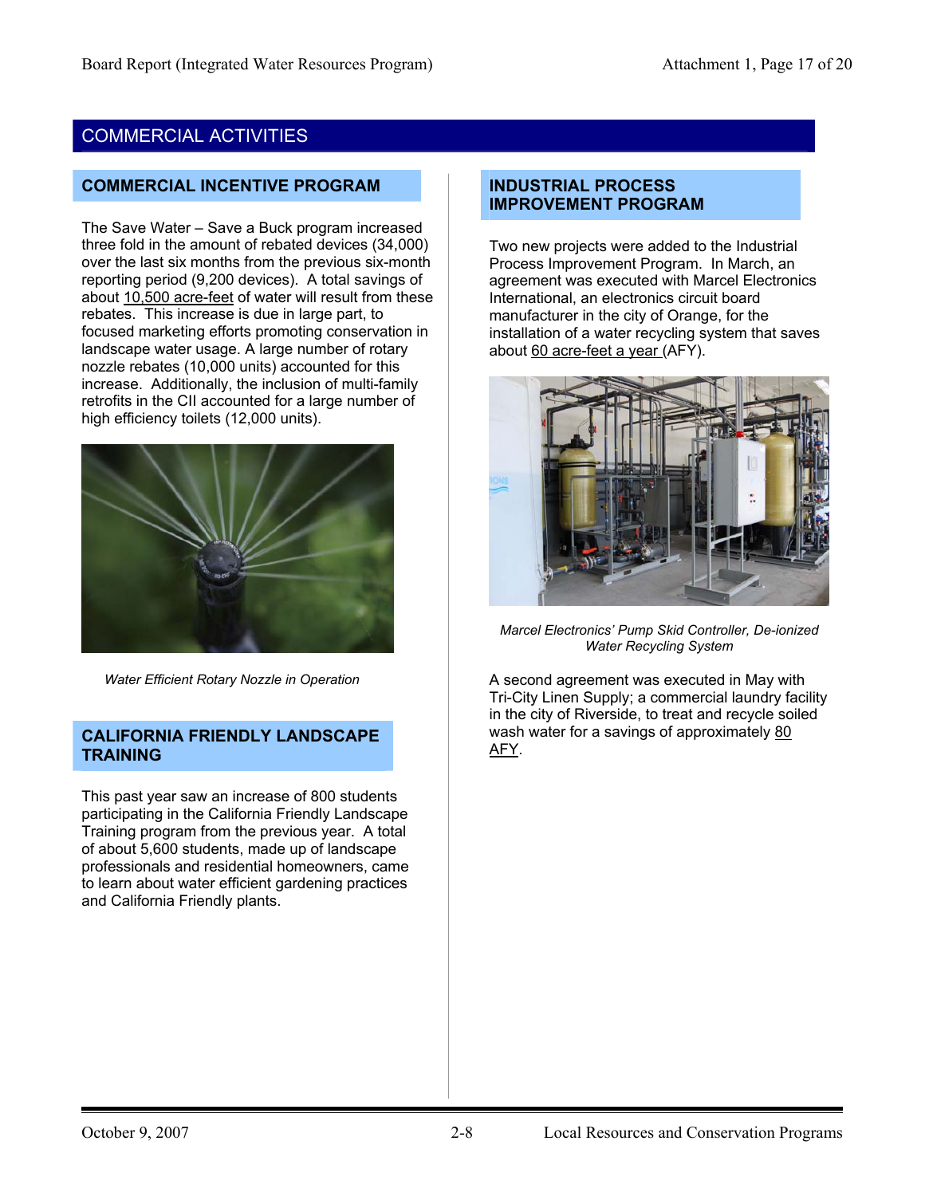# COMMERCIAL ACTIVITIES

## COMMERCIAL INCENTIVE PROGRAM

The Save Water – Save a Buck program increased three fold in the amount of rebated devices (34,000) over the last six months from the previous six-month reporting period (9,200 devices). A total savings of about 10,500 acre-feet of water will result from these rebates. This increase is due in large part, to focused marketing efforts promoting conservation in landscape water usage. A large number of rotary nozzle rebates (10,000 units) accounted for this increase. Additionally, the inclusion of multi-family retrofits in the CII accounted for a large number of high efficiency toilets (12,000 units).

*Water Efficient Rotary Nozzle in Operation*

## CALIFORNIA FRIENDLY LANDSCAPE TRAINING

This past year saw an increase of 800 students participating in the California Friendly Landscape Training program from the previous year. A total of about 5,600 students, made up of landscape professionals and residential homeowners, came to learn about water efficient gardening practices and California Friendly plants.

## INDUSTRIAL PROCESS IMPROVEMENT PROGRAM

Two new projects were added to the Industrial Process Improvement Program. In March, an agreement was executed with Marcel Electronics International, an electronics circuit board manufacturer in the city of Orange, for the installation of a water recycling system that saves about 60 acre-feet a year (AFY).

*Marcel Electronics' Pump Skid Controller, De-ionized Water Recycling System*

A second agreement was executed in May with Tri-City Linen Supply; a commercial laundry facility in the city of Riverside, to treat and recycle soiled wash water for a savings of approximately 80 AFY.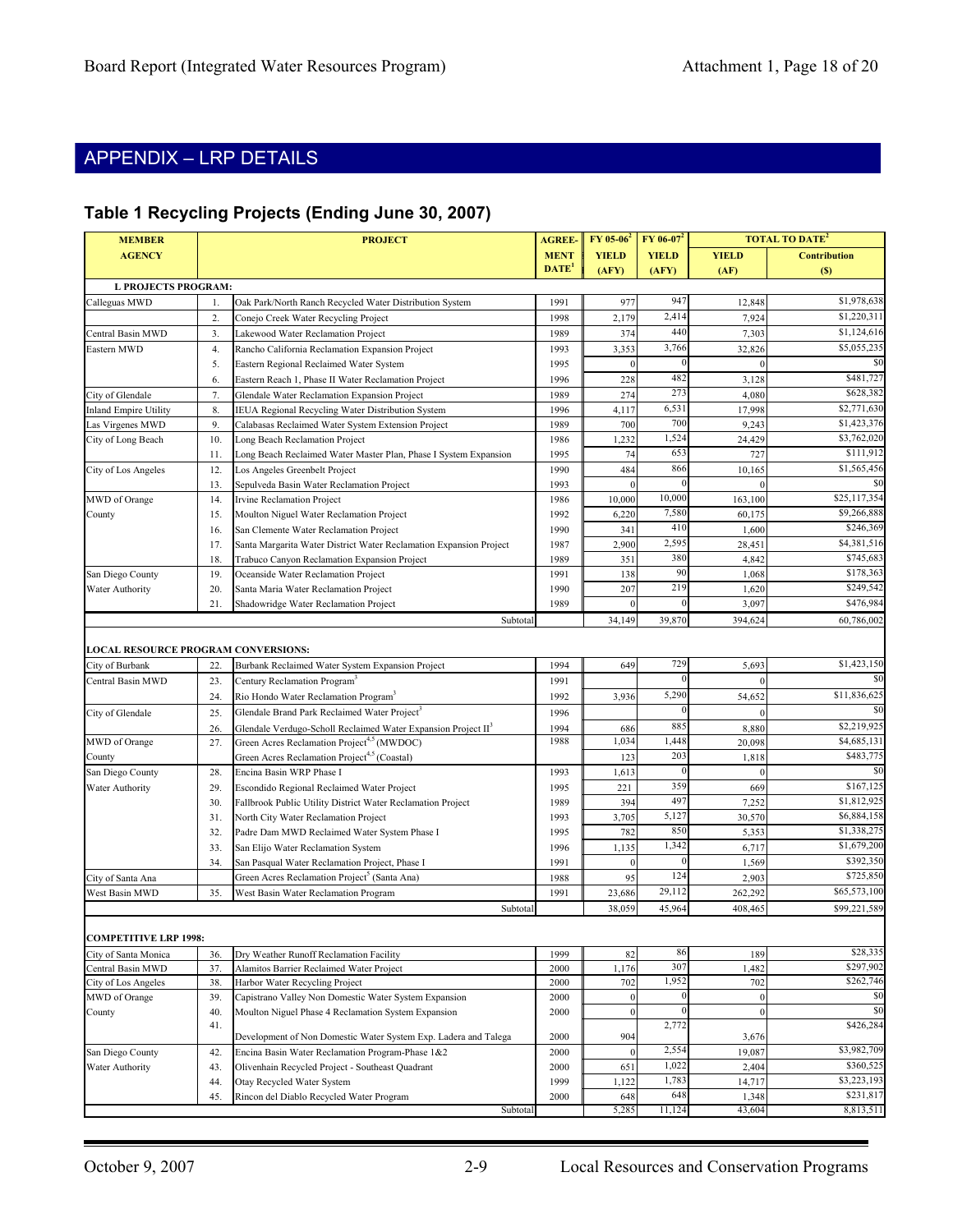## APPENDIX – LRP DETAILS

### Table 1 Recycling Projects (Ending June 30, 2007)

| MEMBER AGENCY | | PROJECT | AGREE-MENT DATE[1] | FY 05-06[2] YIELD (AFY) | FY 06-07[2] YIELD (AFY) | TOTAL TO DATE[2] YIELD (AF) | TOTAL TO DATE[2] Contribution ($) |
|---|---|---|---|---|---|---|---|
| **L PROJECTS PROGRAM:** | | | | | | | |
| Calleguas MWD | 1. | Oak Park/North Ranch Recycled Water Distribution System | 1991 | 977 | 947 | 12,848 | $1,978,638 |
| | 2. | Conejo Creek Water Recycling Project | 1998 | 2,179 | 2,414 | 7,924 | $1,220,311 |
| Central Basin MWD | 3. | Lakewood Water Reclamation Project | 1989 | 374 | 440 | 7,303 | $1,124,616 |
| Eastern MWD | 4. | Rancho California Reclamation Expansion Project | 1993 | 3,353 | 3,766 | 32,826 | $5,055,235 |
| | 5. | Eastern Regional Reclaimed Water System | 1995 | 0 | 0 | 0 | $0 |
| | 6. | Eastern Reach 1, Phase II Water Reclamation Project | 1996 | 228 | 482 | 3,128 | $481,727 |
| City of Glendale | 7. | Glendale Water Reclamation Expansion Project | 1989 | 274 | 273 | 4,080 | $628,382 |
| Inland Empire Utility | 8. | IEUA Regional Recycling Water Distribution System | 1996 | 4,117 | 6,531 | 17,998 | $2,771,630 |
| Las Virgenes MWD | 9. | Calabasas Reclaimed Water System Extension Project | 1989 | 700 | 700 | 9,243 | $1,423,376 |
| City of Long Beach | 10. | Long Beach Reclamation Project | 1986 | 1,232 | 1,524 | 24,429 | $3,762,020 |
| | 11. | Long Beach Reclaimed Water Master Plan, Phase I System Expansion | 1995 | 74 | 653 | 727 | $111,912 |
| City of Los Angeles | 12. | Los Angeles Greenbelt Project | 1990 | 484 | 866 | 10,165 | $1,565,456 |
| | 13. | Sepulveda Basin Water Reclamation Project | 1993 | 0 | 0 | 0 | $0 |
| MWD of Orange County | 14. | Irvine Reclamation Project | 1986 | 10,000 | 10,000 | 163,100 | $25,117,354 |
| | 15. | Moulton Niguel Water Reclamation Project | 1992 | 6,220 | 7,580 | 60,175 | $9,266,888 |
| | 16. | San Clemente Water Reclamation Project | 1990 | 341 | 410 | 1,600 | $246,369 |
| | 17. | Santa Margarita Water District Water Reclamation Expansion Project | 1987 | 2,900 | 2,595 | 28,451 | $4,381,516 |
| | 18. | Trabuco Canyon Reclamation Expansion Project | 1989 | 351 | 380 | 4,842 | $745,683 |
| San Diego County Water Authority | 19. | Oceanside Water Reclamation Project | 1991 | 138 | 90 | 1,068 | $178,363 |
| | 20. | Santa Maria Water Reclamation Project | 1990 | 207 | 219 | 1,620 | $249,542 |
| | 21. | Shadowridge Water Reclamation Project | 1989 | 0 | 0 | 3,097 | $476,984 |
| | | Subtotal | | 34,149 | 39,870 | 394,624 | 60,786,002 |
| **LOCAL RESOURCE PROGRAM CONVERSIONS:** | | | | | | | |
| City of Burbank | 22. | Burbank Reclaimed Water System Expansion Project | 1994 | 649 | 729 | 5,693 | $1,423,150 |
| Central Basin MWD | 23. | Century Reclamation Program[3] | 1991 | | 0 | 0 | $0 |
| | 24. | Rio Hondo Water Reclamation Program[3] | 1992 | 3,936 | 5,290 | 54,652 | $11,836,625 |
| City of Glendale | 25. | Glendale Brand Park Reclaimed Water Project[3] | 1996 | | 0 | 0 | $0 |
| | 26. | Glendale Verdugo-Scholl Reclaimed Water Expansion Project II[3] | 1994 | 686 | 885 | 8,880 | $2,219,925 |
| MWD of Orange County | 27. | Green Acres Reclamation Project[4,5] (MWDOC) | 1988 | 1,034 | 1,448 | 20,098 | $4,685,131 |
| | | Green Acres Reclamation Project[4,5] (Coastal) | | 123 | 203 | 1,818 | $483,775 |
| San Diego County Water Authority | 28. | Encina Basin WRP Phase I | 1993 | 1,613 | 0 | 0 | $0 |
| | 29. | Escondido Regional Reclaimed Water Project | 1995 | 221 | 359 | 669 | $167,125 |
| | 30. | Fallbrook Public Utility District Water Reclamation Project | 1989 | 394 | 497 | 7,252 | $1,812,925 |
| | 31. | North City Water Reclamation Project | 1993 | 3,705 | 5,127 | 30,570 | $6,884,158 |
| | 32. | Padre Dam MWD Reclaimed Water System Phase I | 1995 | 782 | 850 | 5,353 | $1,338,275 |
| | 33. | San Elijo Water Reclamation System | 1996 | 1,135 | 1,342 | 6,717 | $1,679,200 |
| | 34. | San Pasqual Water Reclamation Project, Phase I | 1991 | 0 | 0 | 1,569 | $392,350 |
| City of Santa Ana | | Green Acres Reclamation Project[5] (Santa Ana) | 1988 | 95 | 124 | 2,903 | $725,850 |
| West Basin MWD | 35. | West Basin Water Reclamation Program | 1991 | 23,686 | 29,112 | 262,292 | $65,573,100 |
| | | Subtotal | | 38,059 | 45,964 | 408,465 | $99,221,589 |
| **COMPETITIVE LRP 1998:** | | | | | | | |
| City of Santa Monica | 36. | Dry Weather Runoff Reclamation Facility | 1999 | 82 | 86 | 189 | $28,335 |
| Central Basin MWD | 37. | Alamitos Barrier Reclaimed Water Project | 2000 | 1,176 | 307 | 1,482 | $297,902 |
| City of Los Angeles | 38. | Harbor Water Recycling Project | 2000 | 702 | 1,952 | 702 | $262,746 |
| MWD of Orange County | 39. | Capistrano Valley Non Domestic Water System Expansion | 2000 | 0 | 0 | 0 | $0 |
| | 40. | Moulton Niguel Phase 4 Reclamation System Expansion | 2000 | 0 | 0 | 0 | $0 |
| | 41. | Development of Non Domestic Water System Exp. Ladera and Talega | 2000 | 904 | 2,772 | 3,676 | $426,284 |
| San Diego County Water Authority | 42. | Encina Basin Water Reclamation Program-Phase 1&2 | 2000 | 0 | 2,554 | 19,087 | $3,982,709 |
| | 43. | Olivenhain Recycled Project - Southeast Quadrant | 2000 | 651 | 1,022 | 2,404 | $360,525 |
| | 44. | Otay Recycled Water System | 1999 | 1,122 | 1,783 | 14,717 | $3,223,193 |
| | 45. | Rincon del Diablo Recycled Water Program | 2000 | 648 | 648 | 1,348 | $231,817 |
| | | Subtotal | | 5,285 | 11,124 | 43,604 | 8,813,511 |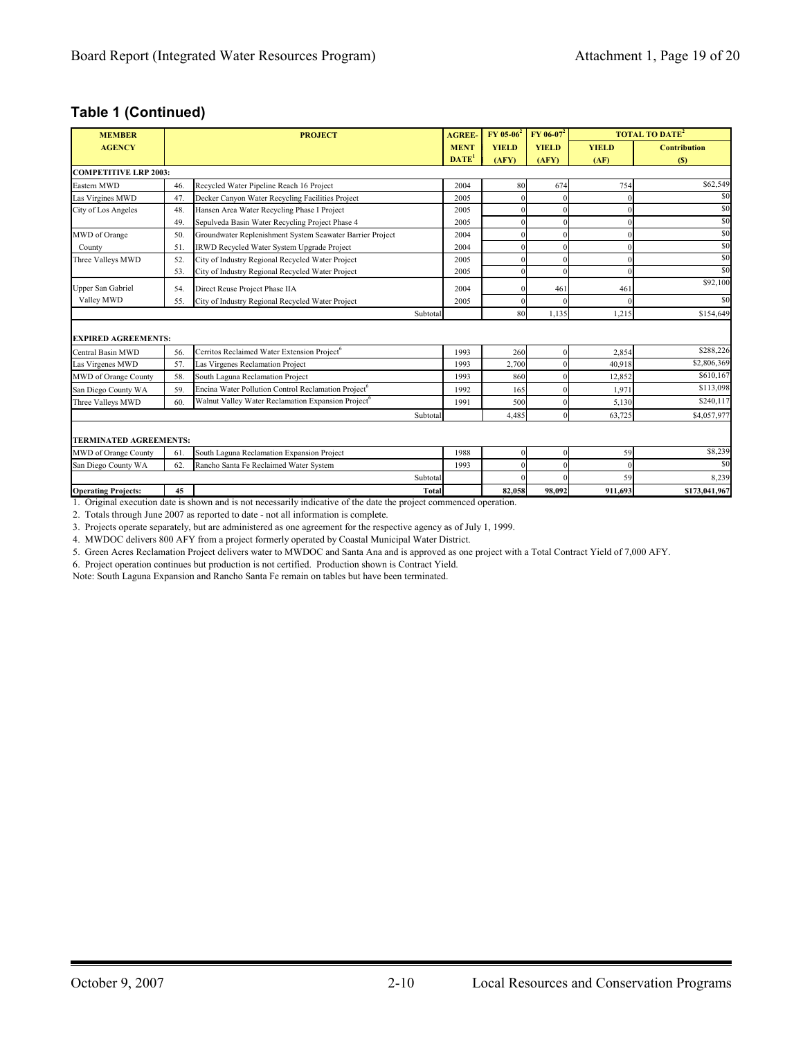## Table 1 (Continued)

| MEMBER AGENCY | | PROJECT | AGREEMENT DATE[1] | FY 05-06[2] YIELD (AFY) | FY 06-07[2] YIELD (AFY) | TOTAL TO DATE[2] YIELD (AF) | TOTAL TO DATE[2] Contribution ($) |
|---|---|---|---|---|---|---|---|
| **COMPETITIVE LRP 2003:** | | | | | | | |
| Eastern MWD | 46. | Recycled Water Pipeline Reach 16 Project | 2004 | 80 | 674 | 754 | $62,549 |
| Las Virgines MWD | 47. | Decker Canyon Water Recycling Facilities Project | 2005 | 0 | 0 | 0 | $0 |
| City of Los Angeles | 48. | Hansen Area Water Recycling Phase I Project | 2005 | 0 | 0 | 0 | $0 |
| | 49. | Sepulveda Basin Water Recycling Project Phase 4 | 2005 | 0 | 0 | 0 | $0 |
| MWD of Orange County | 50. | Groundwater Replenishment System Seawater Barrier Project | 2004 | 0 | 0 | 0 | $0 |
| | 51. | IRWD Recycled Water System Upgrade Project | 2004 | 0 | 0 | 0 | $0 |
| Three Valleys MWD | 52. | City of Industry Regional Recycled Water Project | 2005 | 0 | 0 | 0 | $0 |
| | 53. | City of Industry Regional Recycled Water Project | 2005 | 0 | 0 | 0 | $0 |
| Upper San Gabriel Valley MWD | 54. | Direct Reuse Project Phase IIA | 2004 | 0 | 461 | 461 | $92,100 |
| | 55. | City of Industry Regional Recycled Water Project | 2005 | 0 | 0 | 0 | $0 |
| | | Subtotal | | 80 | 1,135 | 1,215 | $154,649 |
| **EXPIRED AGREEMENTS:** | | | | | | | |
| Central Basin MWD | 56. | Cerritos Reclaimed Water Extension Project[6] | 1993 | 260 | 0 | 2,854 | $288,226 |
| Las Virgenes MWD | 57. | Las Virgenes Reclamation Project | 1993 | 2,700 | 0 | 40,918 | $2,806,369 |
| MWD of Orange County | 58. | South Laguna Reclamation Project | 1993 | 860 | 0 | 12,852 | $610,167 |
| San Diego County WA | 59. | Encina Water Pollution Control Reclamation Project[6] | 1992 | 165 | 0 | 1,971 | $113,098 |
| Three Valleys MWD | 60. | Walnut Valley Water Reclamation Expansion Project[6] | 1991 | 500 | 0 | 5,130 | $240,117 |
| | | Subtotal | | 4,485 | 0 | 63,725 | $4,057,977 |
| **TERMINATED AGREEMENTS:** | | | | | | | |
| MWD of Orange County | 61. | South Laguna Reclamation Expansion Project | 1988 | 0 | 0 | 59 | $8,239 |
| San Diego County WA | 62. | Rancho Santa Fe Reclaimed Water System | 1993 | 0 | 0 | 0 | $0 |
| | | Subtotal | | 0 | 0 | 59 | 8,239 |
| **Operating Projects:** | **45** | **Total** | | **82,058** | **98,092** | **911,693** | **$173,041,967** |

1. Original execution date is shown and is not necessarily indicative of the date the project commenced operation.
2. Totals through June 2007 as reported to date - not all information is complete.
3. Projects operate separately, but are administered as one agreement for the respective agency as of July 1, 1999.
4. MWDOC delivers 800 AFY from a project formerly operated by Coastal Municipal Water District.
5. Green Acres Reclamation Project delivers water to MWDOC and Santa Ana and is approved as one project with a Total Contract Yield of 7,000 AFY.
6. Project operation continues but production is not certified. Production shown is Contract Yield.

Note: South Laguna Expansion and Rancho Santa Fe remain on tables but have been terminated.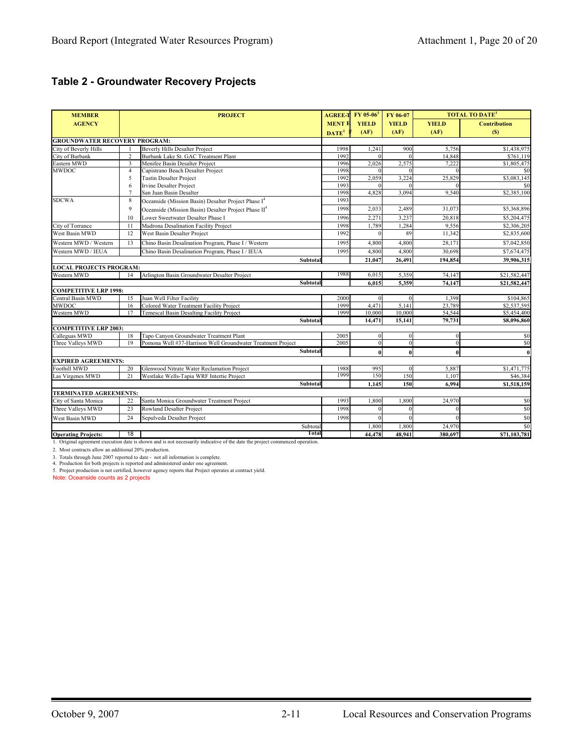## Table 2 - Groundwater Recovery Projects

| MEMBER AGENCY | | PROJECT | AGREEMENT DATE[1] | FY 05-06[3] YIELD (AF) | FY 06-07 YIELD (AF) | TOTAL TO DATE[3] YIELD (AF) | TOTAL TO DATE[3] Contribution ($) |
|---|---|---|---|---|---|---|---|
| **GROUNDWATER RECOVERY PROGRAM:** | | | | | | | |
| City of Beverly Hills | 1 | Beverly Hills Desalter Project | 1998 | 1,241 | 900 | 5,756 | $1,438,975 |
| City of Burbank | 2 | Burbank Lake St. GAC Treatment Plant | 1992 | 0 | 0 | 14,848 | $761,119 |
| Eastern MWD | 3 | Menifee Basin Desalter Project | 1996 | 2,026 | 2,575 | 7,222 | $1,805,475 |
| MWDOC | 4 | Capistrano Beach Desalter Project | 1998 | 0 | 0 | 0 | $0 |
| | 5 | Tustin Desalter Project | 1992 | 2,059 | 3,224 | 25,829 | $3,083,145 |
| | 6 | Irvine Desalter Project | 1993 | 0 | 0 | 0 | $0 |
| | 7 | San Juan Basin Desalter | 1998 | 4,828 | 3,094 | 9,540 | $2,385,100 |
| SDCWA | 8 | Oceanside (Mission Basin) Desalter Project Phase I[4] | 1993 | | | | |
| | 9 | Oceanside (Mission Basin) Desalter Project Phase II[4] | 1998 | 2,033 | 2,489 | 31,073 | $5,368,896 |
| | 10 | Lower Sweetwater Desalter Phase I | 1996 | 2,271 | 3,237 | 20,818 | $5,204,475 |
| City of Torrance | 11 | Madrona Desalination Facility Project | 1998 | 1,789 | 1,284 | 9,556 | $2,306,205 |
| West Basin MWD | 12 | West Basin Desalter Project | 1992 | 0 | 89 | 11,342 | $2,835,600 |
| Western MWD / Western | 13 | Chino Basin Desalination Program, Phase I / Western | 1995 | 4,800 | 4,800 | 28,171 | $7,042,850 |
| Western MWD / IEUA | | Chino Basin Desalination Program, Phase I / IEUA | 1995 | 4,800 | 4,800 | 30,698 | $7,674,475 |
| | | **Subtotal** | | **21,047** | **26,491** | **194,854** | **39,906,315** |
| **LOCAL PROJECTS PROGRAM:** | | | | | | | |
| Western MWD | 14 | Arlington Basin Groundwater Desalter Project | 1988 | 6,015 | 5,359 | 74,147 | $21,582,447 |
| | | **Subtotal** | | **6,015** | **5,359** | **74,147** | **$21,582,447** |
| **COMPETITIVE LRP 1998:** | | | | | | | |
| Central Basin MWD | 15 | Juan Well Filter Facility | 2000 | 0 | 0 | 1,398 | $104,865 |
| MWDOC | 16 | Colored Water Treatment Facility Project | 1999 | 4,471 | 5,141 | 23,789 | $2,537,595 |
| Western MWD | 17 | Temescal Basin Desalting Facility Project | 1999 | 10,000 | 10,000 | 54,544 | $5,454,400 |
| | | **Subtotal** | | **14,471** | **15,141** | **79,731** | **$8,096,860** |
| **COMPETITIVE LRP 2003:** | | | | | | | |
| Calleguas MWD | 18 | Tapo Canyon Groundwater Treatment Plant | 2005 | 0 | 0 | 0 | $0 |
| Three Valleys MWD | 19 | Pomona Well #37-Harrison Well Groundwater Treatment Project | 2005 | 0 | 0 | 0 | $0 |
| | | **Subtotal** | | **0** | **0** | **0** | **0** |
| **EXPIRED AGREEMENTS:** | | | | | | | |
| Foothill MWD | 20 | Glenwood Nitrate Water Reclamation Project | 1988 | 995 | 0 | 5,887 | $1,471,775 |
| Las Virgenes MWD | 21 | Westlake Wells-Tapia WRF Intertie Project | 1999 | 150 | 150 | 1,107 | $46,384 |
| | | **Subtotal** | | **1,145** | **150** | **6,994** | **$1,518,159** |
| **TERMINATED AGREEMENTS:** | | | | | | | |
| City of Santa Monica | 22 | Santa Monica Groundwater Treatment Project | 1993 | 1,800 | 1,800 | 24,970 | $0 |
| Three Valleys MWD | 23 | Rowland Desalter Project | 1998 | 0 | 0 | 0 | $0 |
| West Basin MWD | 24 | Sepulveda Desalter Project | 1998 | 0 | 0 | 0 | $0 |
| | | Subtotal | | 1,800 | 1,800 | 24,970 | $0 |
| **Operating Projects:** | 18 | **Total** | | **44,478** | **48,941** | **380,697** | **$71,103,781** |

1. Original agreement execution date is shown and is not necessarily indicative of the date the project commenced operation.
2. Most contracts allow an additional 20% production.
3. Totals through June 2007 reported to date - not all information is complete.
4. Production for both projects is reported and administered under one agreement.
5. Project production is not certified, however agency reports that Project operates at contract yield.

Note: Oceanside counts as 2 projects